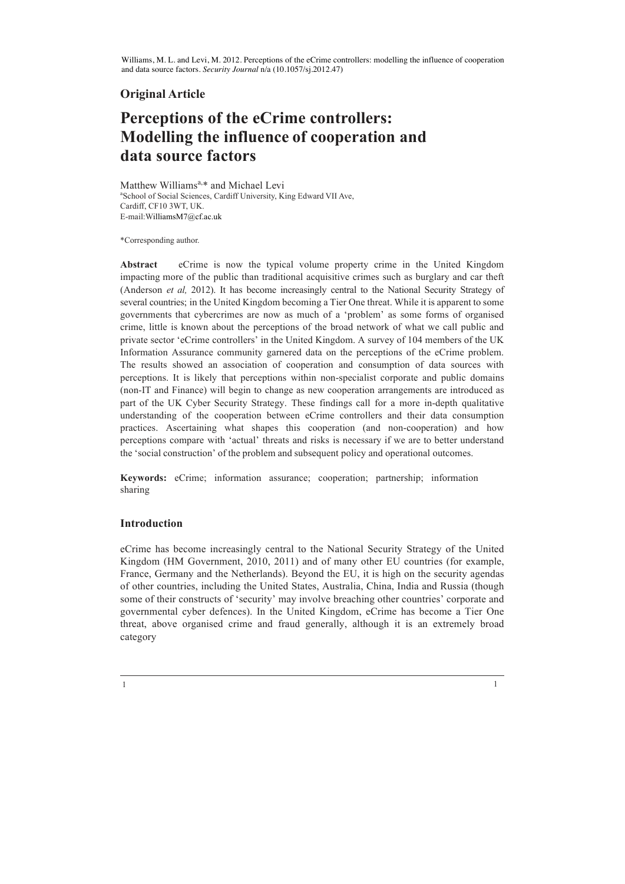Williams, M. L. and Levi, M. 2012. Perceptions of the eCrime controllers: modelling the influence of cooperation and data source factors. *Security Journal* n/a (10.1057/sj.2012.47)

**Original Article**

# Perceptions of the eCrime controllers: Modelling the influence of cooperation and data source factors

Matthew Williams[a,]* and Michael Levi

[a]School of Social Sciences, Cardiff University, King Edward VII Ave, Cardiff, CF10 3WT, UK.
E-mail:WilliamsM7@cf.ac.uk

*Corresponding author.

**Abstract** eCrime is now the typical volume property crime in the United Kingdom impacting more of the public than traditional acquisitive crimes such as burglary and car theft (Anderson *et al,* 2012). It has become increasingly central to the National Security Strategy of several countries; in the United Kingdom becoming a Tier One threat. While it is apparent to some governments that cybercrimes are now as much of a 'problem' as some forms of organised crime, little is known about the perceptions of the broad network of what we call public and private sector 'eCrime controllers' in the United Kingdom. A survey of 104 members of the UK Information Assurance community garnered data on the perceptions of the eCrime problem. The results showed an association of cooperation and consumption of data sources with perceptions. It is likely that perceptions within non-specialist corporate and public domains (non-IT and Finance) will begin to change as new cooperation arrangements are introduced as part of the UK Cyber Security Strategy. These findings call for a more in-depth qualitative understanding of the cooperation between eCrime controllers and their data consumption practices. Ascertaining what shapes this cooperation (and non-cooperation) and how perceptions compare with 'actual' threats and risks is necessary if we are to better understand the 'social construction' of the problem and subsequent policy and operational outcomes.

**Keywords:** eCrime; information assurance; cooperation; partnership; information sharing

## Introduction

eCrime has become increasingly central to the National Security Strategy of the United Kingdom (HM Government, 2010, 2011) and of many other EU countries (for example, France, Germany and the Netherlands). Beyond the EU, it is high on the security agendas of other countries, including the United States, Australia, China, India and Russia (though some of their constructs of 'security' may involve breaching other countries' corporate and governmental cyber defences). In the United Kingdom, eCrime has become a Tier One threat, above organised crime and fraud generally, although it is an extremely broad category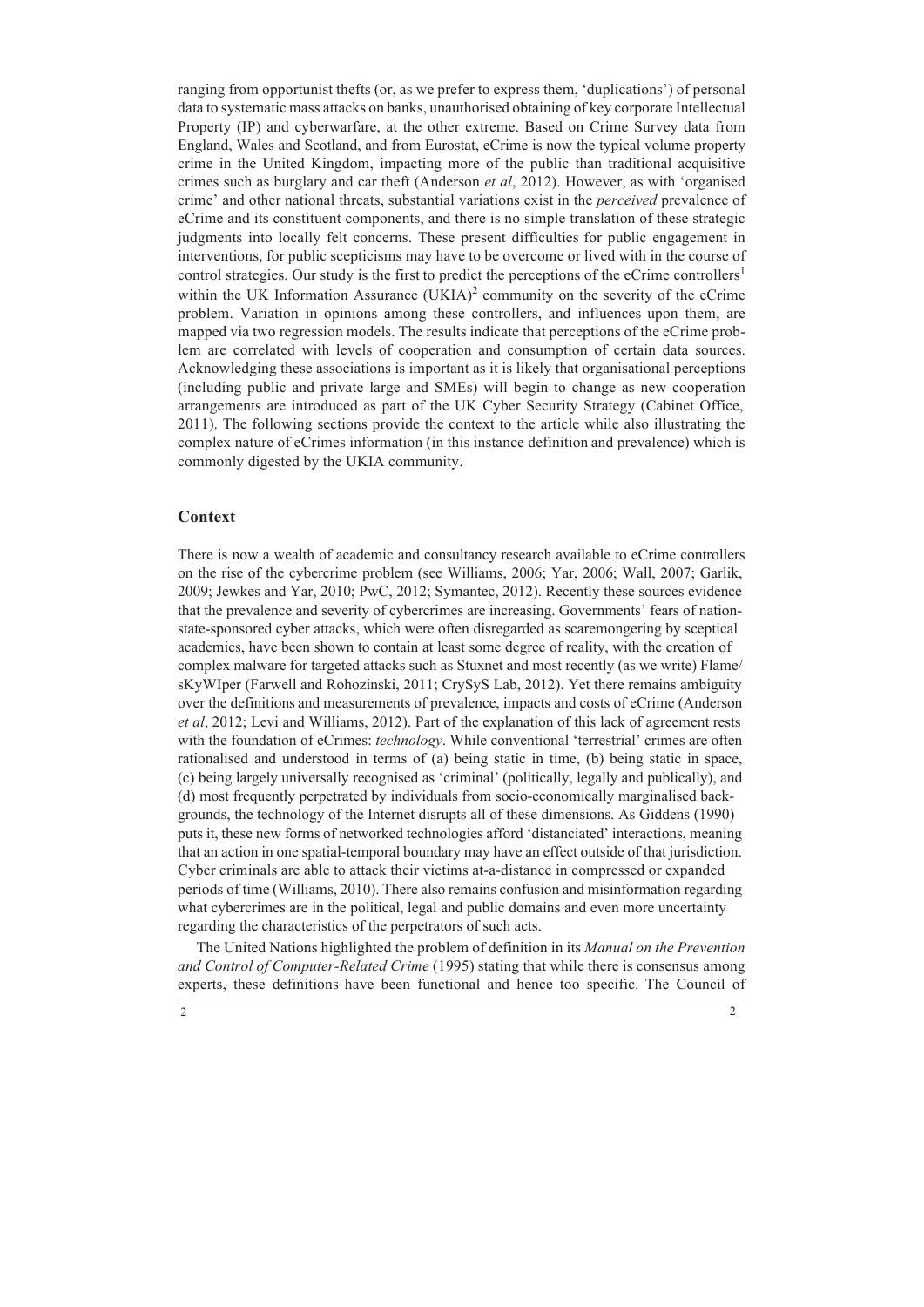ranging from opportunist thefts (or, as we prefer to express them, 'duplications') of personal data to systematic mass attacks on banks, unauthorised obtaining of key corporate Intellectual Property (IP) and cyberwarfare, at the other extreme. Based on Crime Survey data from England, Wales and Scotland, and from Eurostat, eCrime is now the typical volume property crime in the United Kingdom, impacting more of the public than traditional acquisitive crimes such as burglary and car theft (Anderson *et al*, 2012). However, as with 'organised crime' and other national threats, substantial variations exist in the *perceived* prevalence of eCrime and its constituent components, and there is no simple translation of these strategic judgments into locally felt concerns. These present difficulties for public engagement in interventions, for public scepticisms may have to be overcome or lived with in the course of control strategies. Our study is the first to predict the perceptions of the eCrime controllers[1] within the UK Information Assurance (UKIA)[2] community on the severity of the eCrime problem. Variation in opinions among these controllers, and influences upon them, are mapped via two regression models. The results indicate that perceptions of the eCrime problem are correlated with levels of cooperation and consumption of certain data sources. Acknowledging these associations is important as it is likely that organisational perceptions (including public and private large and SMEs) will begin to change as new cooperation arrangements are introduced as part of the UK Cyber Security Strategy (Cabinet Office, 2011). The following sections provide the context to the article while also illustrating the complex nature of eCrimes information (in this instance definition and prevalence) which is commonly digested by the UKIA community.

## Context

There is now a wealth of academic and consultancy research available to eCrime controllers on the rise of the cybercrime problem (see Williams, 2006; Yar, 2006; Wall, 2007; Garlik, 2009; Jewkes and Yar, 2010; PwC, 2012; Symantec, 2012). Recently these sources evidence that the prevalence and severity of cybercrimes are increasing. Governments' fears of nation-state-sponsored cyber attacks, which were often disregarded as scaremongering by sceptical academics, have been shown to contain at least some degree of reality, with the creation of complex malware for targeted attacks such as Stuxnet and most recently (as we write) Flame/sKyWIper (Farwell and Rohozinski, 2011; CrySyS Lab, 2012). Yet there remains ambiguity over the definitions and measurements of prevalence, impacts and costs of eCrime (Anderson *et al*, 2012; Levi and Williams, 2012). Part of the explanation of this lack of agreement rests with the foundation of eCrimes: *technology*. While conventional 'terrestrial' crimes are often rationalised and understood in terms of (a) being static in time, (b) being static in space, (c) being largely universally recognised as 'criminal' (politically, legally and publically), and (d) most frequently perpetrated by individuals from socio-economically marginalised backgrounds, the technology of the Internet disrupts all of these dimensions. As Giddens (1990) puts it, these new forms of networked technologies afford 'distanciated' interactions, meaning that an action in one spatial-temporal boundary may have an effect outside of that jurisdiction. Cyber criminals are able to attack their victims at-a-distance in compressed or expanded periods of time (Williams, 2010). There also remains confusion and misinformation regarding what cybercrimes are in the political, legal and public domains and even more uncertainty regarding the characteristics of the perpetrators of such acts.

The United Nations highlighted the problem of definition in its *Manual on the Prevention and Control of Computer-Related Crime* (1995) stating that while there is consensus among experts, these definitions have been functional and hence too specific. The Council of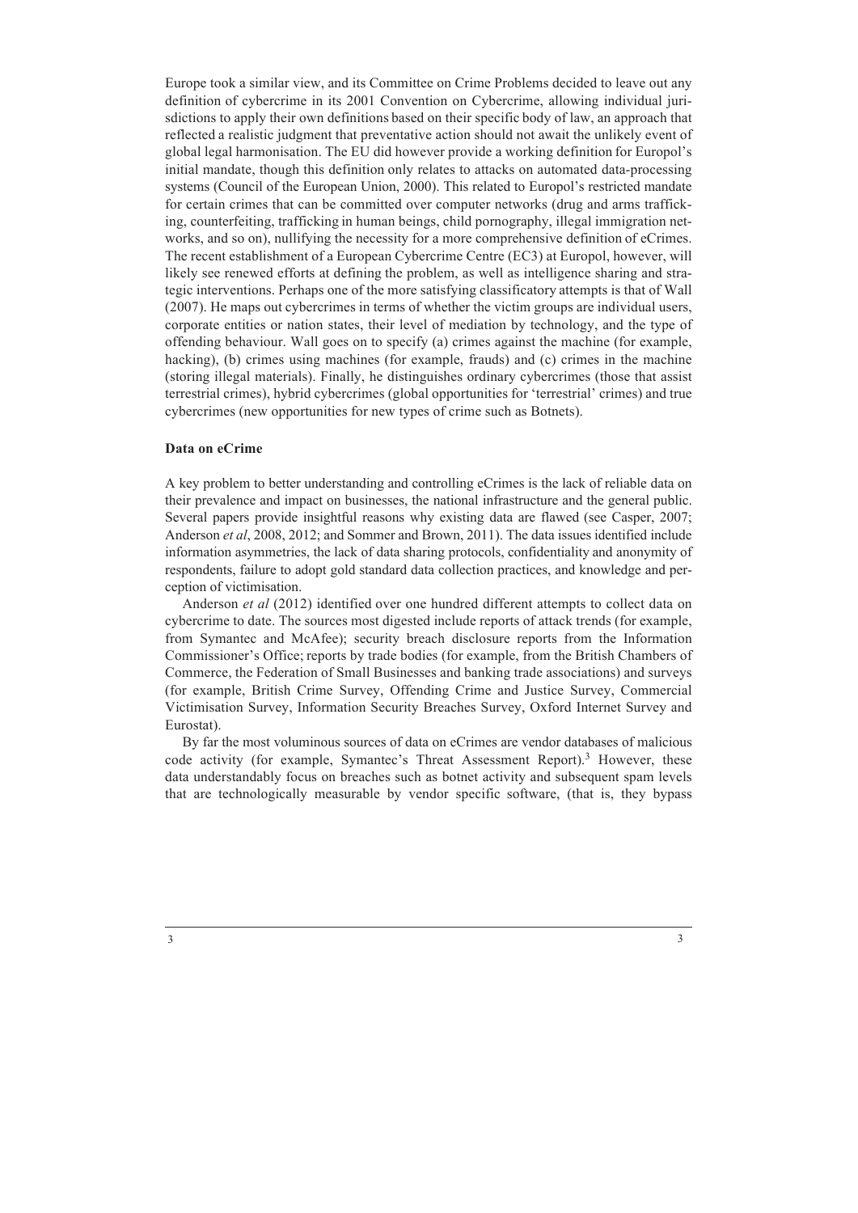Europe took a similar view, and its Committee on Crime Problems decided to leave out any definition of cybercrime in its 2001 Convention on Cybercrime, allowing individual jurisdictions to apply their own definitions based on their specific body of law, an approach that reflected a realistic judgment that preventative action should not await the unlikely event of global legal harmonisation. The EU did however provide a working definition for Europol's initial mandate, though this definition only relates to attacks on automated data-processing systems (Council of the European Union, 2000). This related to Europol's restricted mandate for certain crimes that can be committed over computer networks (drug and arms trafficking, counterfeiting, trafficking in human beings, child pornography, illegal immigration networks, and so on), nullifying the necessity for a more comprehensive definition of eCrimes. The recent establishment of a European Cybercrime Centre (EC3) at Europol, however, will likely see renewed efforts at defining the problem, as well as intelligence sharing and strategic interventions. Perhaps one of the more satisfying classificatory attempts is that of Wall (2007). He maps out cybercrimes in terms of whether the victim groups are individual users, corporate entities or nation states, their level of mediation by technology, and the type of offending behaviour. Wall goes on to specify (a) crimes against the machine (for example, hacking), (b) crimes using machines (for example, frauds) and (c) crimes in the machine (storing illegal materials). Finally, he distinguishes ordinary cybercrimes (those that assist terrestrial crimes), hybrid cybercrimes (global opportunities for 'terrestrial' crimes) and true cybercrimes (new opportunities for new types of crime such as Botnets).

### Data on eCrime

A key problem to better understanding and controlling eCrimes is the lack of reliable data on their prevalence and impact on businesses, the national infrastructure and the general public. Several papers provide insightful reasons why existing data are flawed (see Casper, 2007; Anderson *et al*, 2008, 2012; and Sommer and Brown, 2011). The data issues identified include information asymmetries, the lack of data sharing protocols, confidentiality and anonymity of respondents, failure to adopt gold standard data collection practices, and knowledge and perception of victimisation.

Anderson *et al* (2012) identified over one hundred different attempts to collect data on cybercrime to date. The sources most digested include reports of attack trends (for example, from Symantec and McAfee); security breach disclosure reports from the Information Commissioner's Office; reports by trade bodies (for example, from the British Chambers of Commerce, the Federation of Small Businesses and banking trade associations) and surveys (for example, British Crime Survey, Offending Crime and Justice Survey, Commercial Victimisation Survey, Information Security Breaches Survey, Oxford Internet Survey and Eurostat).

By far the most voluminous sources of data on eCrimes are vendor databases of malicious code activity (for example, Symantec's Threat Assessment Report).[3] However, these data understandably focus on breaches such as botnet activity and subsequent spam levels that are technologically measurable by vendor specific software, (that is, they bypass

3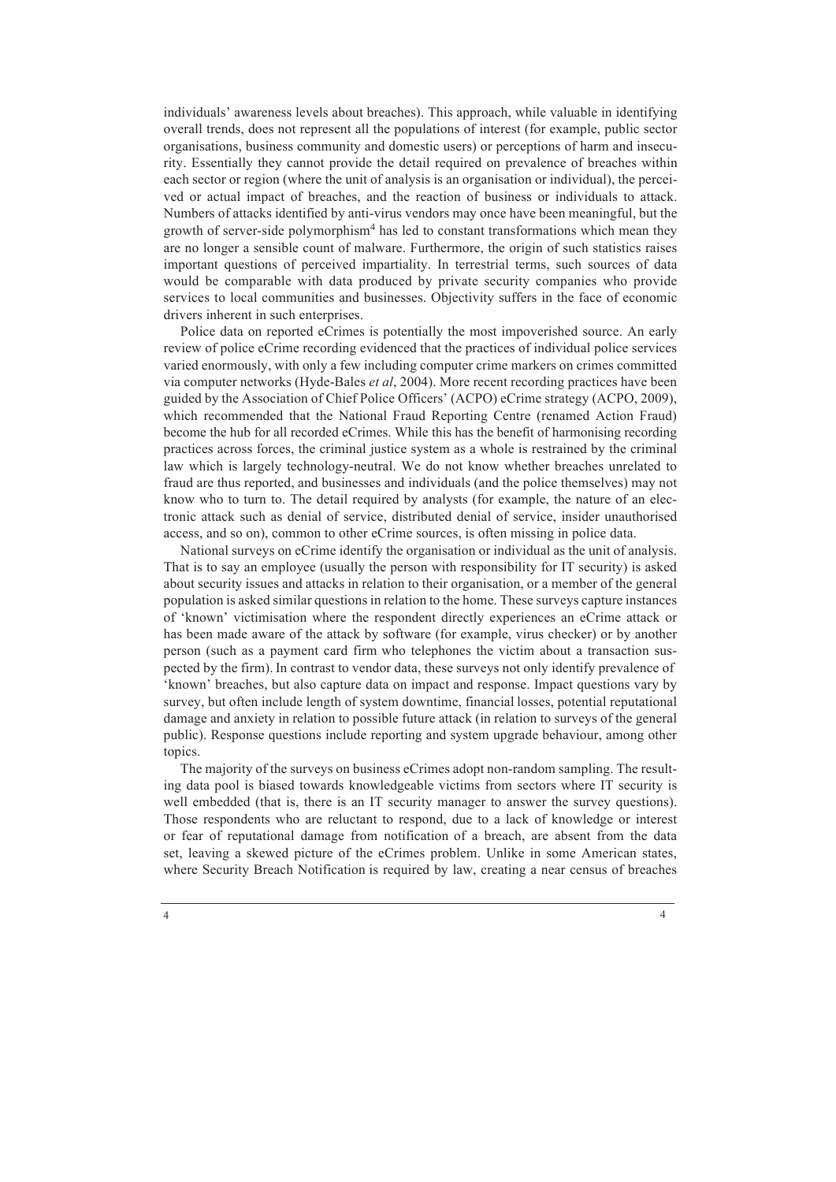individuals' awareness levels about breaches). This approach, while valuable in identifying overall trends, does not represent all the populations of interest (for example, public sector organisations, business community and domestic users) or perceptions of harm and insecurity. Essentially they cannot provide the detail required on prevalence of breaches within each sector or region (where the unit of analysis is an organisation or individual), the perceived or actual impact of breaches, and the reaction of business or individuals to attack. Numbers of attacks identified by anti-virus vendors may once have been meaningful, but the growth of server-side polymorphism[4] has led to constant transformations which mean they are no longer a sensible count of malware. Furthermore, the origin of such statistics raises important questions of perceived impartiality. In terrestrial terms, such sources of data would be comparable with data produced by private security companies who provide services to local communities and businesses. Objectivity suffers in the face of economic drivers inherent in such enterprises.

Police data on reported eCrimes is potentially the most impoverished source. An early review of police eCrime recording evidenced that the practices of individual police services varied enormously, with only a few including computer crime markers on crimes committed via computer networks (Hyde-Bales *et al*, 2004). More recent recording practices have been guided by the Association of Chief Police Officers' (ACPO) eCrime strategy (ACPO, 2009), which recommended that the National Fraud Reporting Centre (renamed Action Fraud) become the hub for all recorded eCrimes. While this has the benefit of harmonising recording practices across forces, the criminal justice system as a whole is restrained by the criminal law which is largely technology-neutral. We do not know whether breaches unrelated to fraud are thus reported, and businesses and individuals (and the police themselves) may not know who to turn to. The detail required by analysts (for example, the nature of an electronic attack such as denial of service, distributed denial of service, insider unauthorised access, and so on), common to other eCrime sources, is often missing in police data.

National surveys on eCrime identify the organisation or individual as the unit of analysis. That is to say an employee (usually the person with responsibility for IT security) is asked about security issues and attacks in relation to their organisation, or a member of the general population is asked similar questions in relation to the home. These surveys capture instances of 'known' victimisation where the respondent directly experiences an eCrime attack or has been made aware of the attack by software (for example, virus checker) or by another person (such as a payment card firm who telephones the victim about a transaction suspected by the firm). In contrast to vendor data, these surveys not only identify prevalence of 'known' breaches, but also capture data on impact and response. Impact questions vary by survey, but often include length of system downtime, financial losses, potential reputational damage and anxiety in relation to possible future attack (in relation to surveys of the general public). Response questions include reporting and system upgrade behaviour, among other topics.

The majority of the surveys on business eCrimes adopt non-random sampling. The resulting data pool is biased towards knowledgeable victims from sectors where IT security is well embedded (that is, there is an IT security manager to answer the survey questions). Those respondents who are reluctant to respond, due to a lack of knowledge or interest or fear of reputational damage from notification of a breach, are absent from the data set, leaving a skewed picture of the eCrimes problem. Unlike in some American states, where Security Breach Notification is required by law, creating a near census of breaches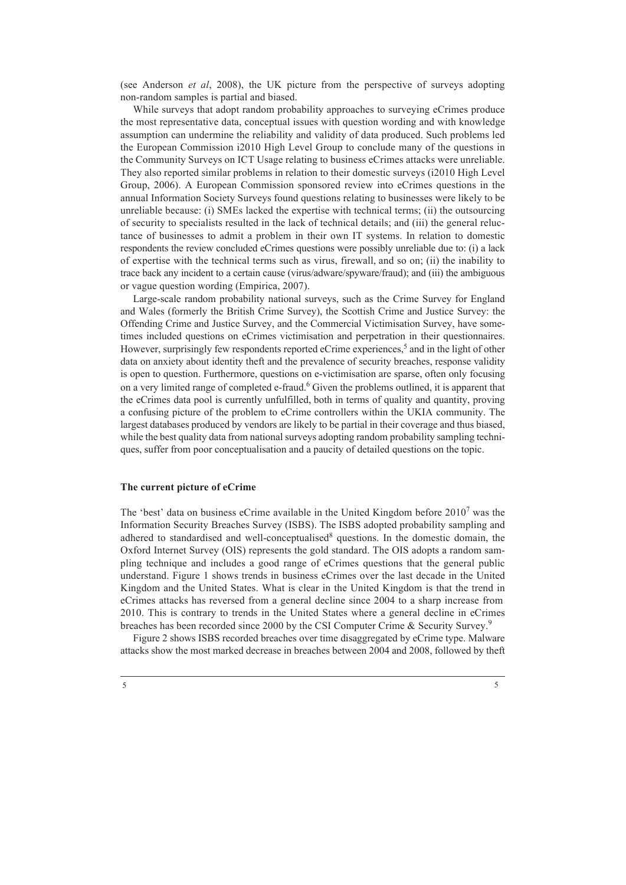(see Anderson *et al*, 2008), the UK picture from the perspective of surveys adopting non-random samples is partial and biased.

While surveys that adopt random probability approaches to surveying eCrimes produce the most representative data, conceptual issues with question wording and with knowledge assumption can undermine the reliability and validity of data produced. Such problems led the European Commission i2010 High Level Group to conclude many of the questions in the Community Surveys on ICT Usage relating to business eCrimes attacks were unreliable. They also reported similar problems in relation to their domestic surveys (i2010 High Level Group, 2006). A European Commission sponsored review into eCrimes questions in the annual Information Society Surveys found questions relating to businesses were likely to be unreliable because: (i) SMEs lacked the expertise with technical terms; (ii) the outsourcing of security to specialists resulted in the lack of technical details; and (iii) the general reluctance of businesses to admit a problem in their own IT systems. In relation to domestic respondents the review concluded eCrimes questions were possibly unreliable due to: (i) a lack of expertise with the technical terms such as virus, firewall, and so on; (ii) the inability to trace back any incident to a certain cause (virus/adware/spyware/fraud); and (iii) the ambiguous or vague question wording (Empirica, 2007).

Large-scale random probability national surveys, such as the Crime Survey for England and Wales (formerly the British Crime Survey), the Scottish Crime and Justice Survey: the Offending Crime and Justice Survey, and the Commercial Victimisation Survey, have sometimes included questions on eCrimes victimisation and perpetration in their questionnaires. However, surprisingly few respondents reported eCrime experiences,[5] and in the light of other data on anxiety about identity theft and the prevalence of security breaches, response validity is open to question. Furthermore, questions on e-victimisation are sparse, often only focusing on a very limited range of completed e-fraud.[6] Given the problems outlined, it is apparent that the eCrimes data pool is currently unfulfilled, both in terms of quality and quantity, proving a confusing picture of the problem to eCrime controllers within the UKIA community. The largest databases produced by vendors are likely to be partial in their coverage and thus biased, while the best quality data from national surveys adopting random probability sampling techniques, suffer from poor conceptualisation and a paucity of detailed questions on the topic.

## The current picture of eCrime

The 'best' data on business eCrime available in the United Kingdom before 2010[7] was the Information Security Breaches Survey (ISBS). The ISBS adopted probability sampling and adhered to standardised and well-conceptualised[8] questions. In the domestic domain, the Oxford Internet Survey (OIS) represents the gold standard. The OIS adopts a random sampling technique and includes a good range of eCrimes questions that the general public understand. Figure 1 shows trends in business eCrimes over the last decade in the United Kingdom and the United States. What is clear in the United Kingdom is that the trend in eCrimes attacks has reversed from a general decline since 2004 to a sharp increase from 2010. This is contrary to trends in the United States where a general decline in eCrimes breaches has been recorded since 2000 by the CSI Computer Crime & Security Survey.[9]

Figure 2 shows ISBS recorded breaches over time disaggregated by eCrime type. Malware attacks show the most marked decrease in breaches between 2004 and 2008, followed by theft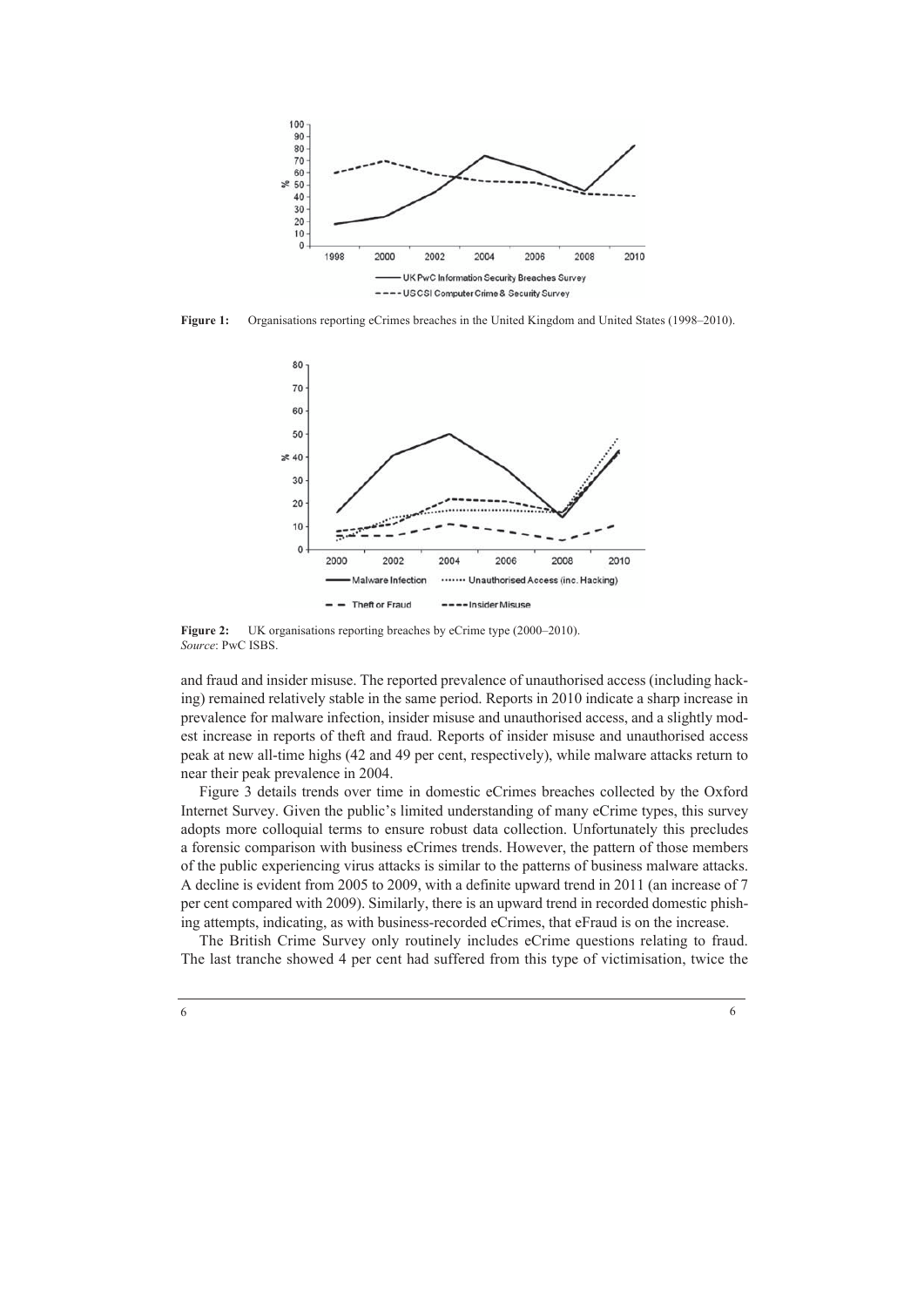**Figure 1:** Organisations reporting eCrimes breaches in the United Kingdom and United States (1998–2010).

**Figure 2:** UK organisations reporting breaches by eCrime type (2000–2010).
*Source*: PwC ISBS.

and fraud and insider misuse. The reported prevalence of unauthorised access (including hacking) remained relatively stable in the same period. Reports in 2010 indicate a sharp increase in prevalence for malware infection, insider misuse and unauthorised access, and a slightly modest increase in reports of theft and fraud. Reports of insider misuse and unauthorised access peak at new all-time highs (42 and 49 per cent, respectively), while malware attacks return to near their peak prevalence in 2004.

Figure 3 details trends over time in domestic eCrimes breaches collected by the Oxford Internet Survey. Given the public's limited understanding of many eCrime types, this survey adopts more colloquial terms to ensure robust data collection. Unfortunately this precludes a forensic comparison with business eCrimes trends. However, the pattern of those members of the public experiencing virus attacks is similar to the patterns of business malware attacks. A decline is evident from 2005 to 2009, with a definite upward trend in 2011 (an increase of 7 per cent compared with 2009). Similarly, there is an upward trend in recorded domestic phishing attempts, indicating, as with business-recorded eCrimes, that eFraud is on the increase.

The British Crime Survey only routinely includes eCrime questions relating to fraud. The last tranche showed 4 per cent had suffered from this type of victimisation, twice the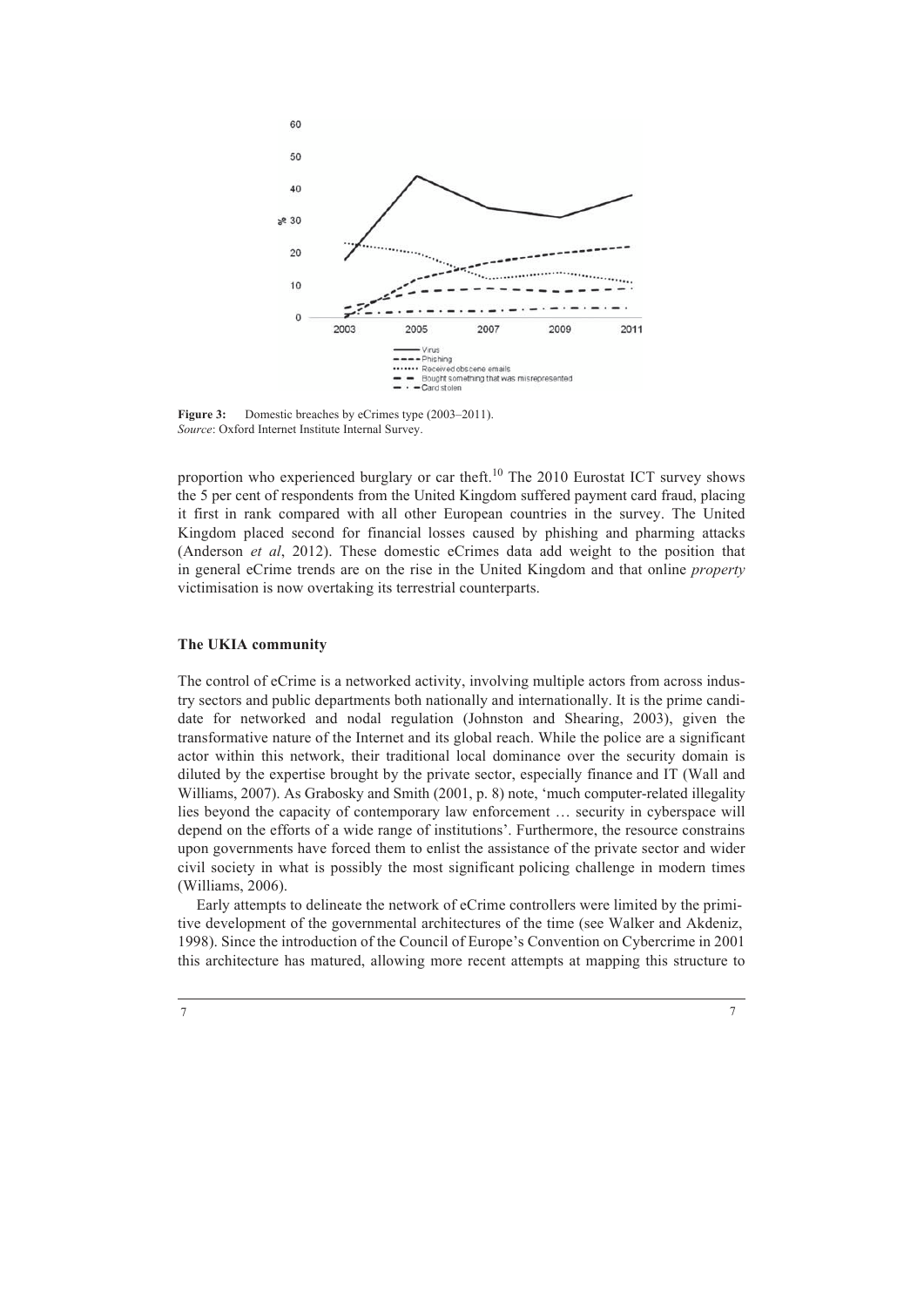**Figure 3:** Domestic breaches by eCrimes type (2003–2011).
*Source*: Oxford Internet Institute Internal Survey.

proportion who experienced burglary or car theft.[10] The 2010 Eurostat ICT survey shows the 5 per cent of respondents from the United Kingdom suffered payment card fraud, placing it first in rank compared with all other European countries in the survey. The United Kingdom placed second for financial losses caused by phishing and pharming attacks (Anderson *et al*, 2012). These domestic eCrimes data add weight to the position that in general eCrime trends are on the rise in the United Kingdom and that online *property* victimisation is now overtaking its terrestrial counterparts.

## The UKIA community

The control of eCrime is a networked activity, involving multiple actors from across industry sectors and public departments both nationally and internationally. It is the prime candidate for networked and nodal regulation (Johnston and Shearing, 2003), given the transformative nature of the Internet and its global reach. While the police are a significant actor within this network, their traditional local dominance over the security domain is diluted by the expertise brought by the private sector, especially finance and IT (Wall and Williams, 2007). As Grabosky and Smith (2001, p. 8) note, 'much computer-related illegality lies beyond the capacity of contemporary law enforcement … security in cyberspace will depend on the efforts of a wide range of institutions'. Furthermore, the resource constrains upon governments have forced them to enlist the assistance of the private sector and wider civil society in what is possibly the most significant policing challenge in modern times (Williams, 2006).

Early attempts to delineate the network of eCrime controllers were limited by the primitive development of the governmental architectures of the time (see Walker and Akdeniz, 1998). Since the introduction of the Council of Europe's Convention on Cybercrime in 2001 this architecture has matured, allowing more recent attempts at mapping this structure to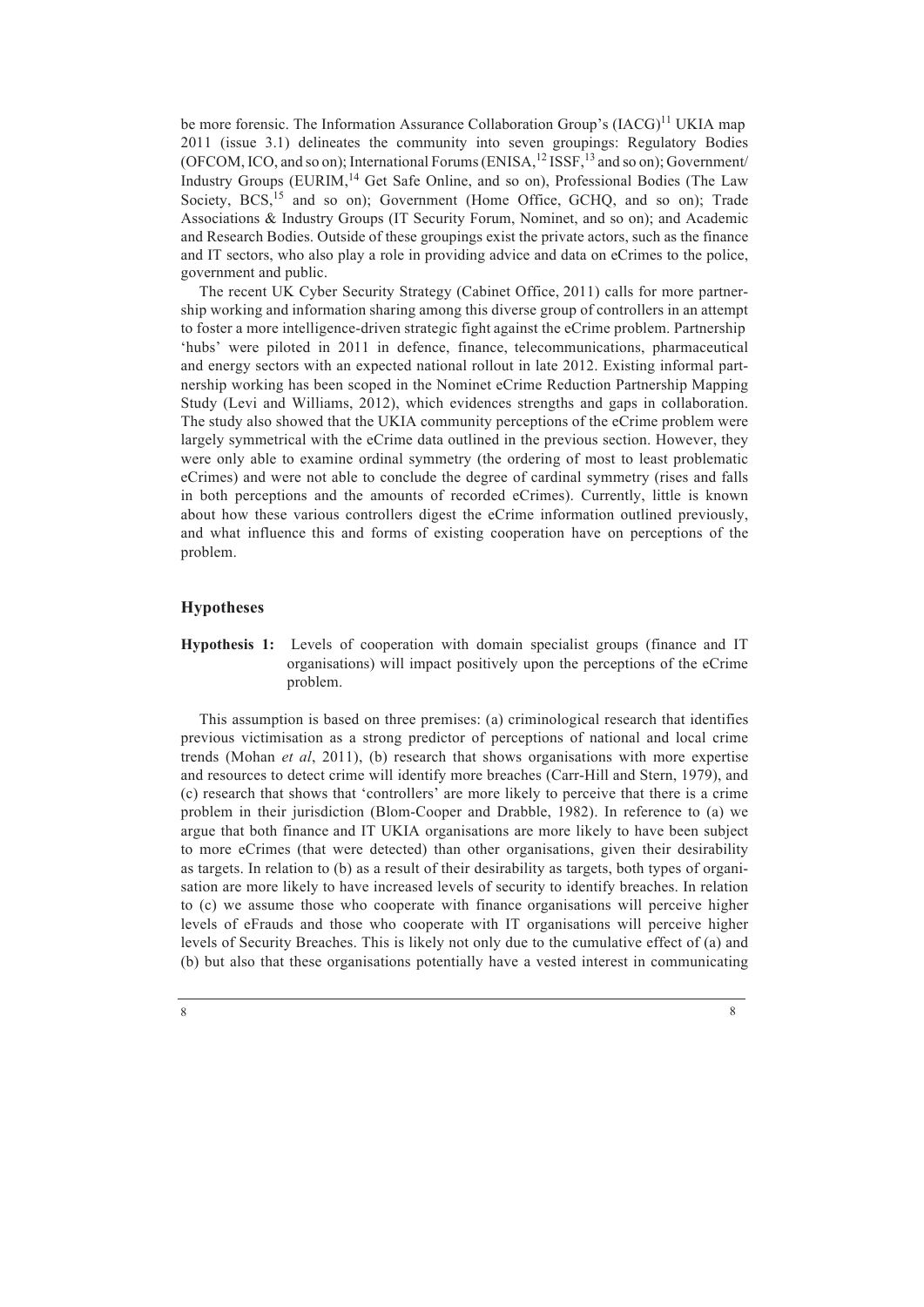be more forensic. The Information Assurance Collaboration Group's (IACG)[11] UKIA map 2011 (issue 3.1) delineates the community into seven groupings: Regulatory Bodies (OFCOM, ICO, and so on); International Forums (ENISA,[12] ISSF,[13] and so on); Government/Industry Groups (EURIM,[14] Get Safe Online, and so on), Professional Bodies (The Law Society, BCS,[15] and so on); Government (Home Office, GCHQ, and so on); Trade Associations & Industry Groups (IT Security Forum, Nominet, and so on); and Academic and Research Bodies. Outside of these groupings exist the private actors, such as the finance and IT sectors, who also play a role in providing advice and data on eCrimes to the police, government and public.

The recent UK Cyber Security Strategy (Cabinet Office, 2011) calls for more partnership working and information sharing among this diverse group of controllers in an attempt to foster a more intelligence-driven strategic fight against the eCrime problem. Partnership 'hubs' were piloted in 2011 in defence, finance, telecommunications, pharmaceutical and energy sectors with an expected national rollout in late 2012. Existing informal partnership working has been scoped in the Nominet eCrime Reduction Partnership Mapping Study (Levi and Williams, 2012), which evidences strengths and gaps in collaboration. The study also showed that the UKIA community perceptions of the eCrime problem were largely symmetrical with the eCrime data outlined in the previous section. However, they were only able to examine ordinal symmetry (the ordering of most to least problematic eCrimes) and were not able to conclude the degree of cardinal symmetry (rises and falls in both perceptions and the amounts of recorded eCrimes). Currently, little is known about how these various controllers digest the eCrime information outlined previously, and what influence this and forms of existing cooperation have on perceptions of the problem.

## Hypotheses

**Hypothesis 1:** Levels of cooperation with domain specialist groups (finance and IT organisations) will impact positively upon the perceptions of the eCrime problem.

This assumption is based on three premises: (a) criminological research that identifies previous victimisation as a strong predictor of perceptions of national and local crime trends (Mohan *et al*, 2011), (b) research that shows organisations with more expertise and resources to detect crime will identify more breaches (Carr-Hill and Stern, 1979), and (c) research that shows that 'controllers' are more likely to perceive that there is a crime problem in their jurisdiction (Blom-Cooper and Drabble, 1982). In reference to (a) we argue that both finance and IT UKIA organisations are more likely to have been subject to more eCrimes (that were detected) than other organisations, given their desirability as targets. In relation to (b) as a result of their desirability as targets, both types of organisation are more likely to have increased levels of security to identify breaches. In relation to (c) we assume those who cooperate with finance organisations will perceive higher levels of eFrauds and those who cooperate with IT organisations will perceive higher levels of Security Breaches. This is likely not only due to the cumulative effect of (a) and (b) but also that these organisations potentially have a vested interest in communicating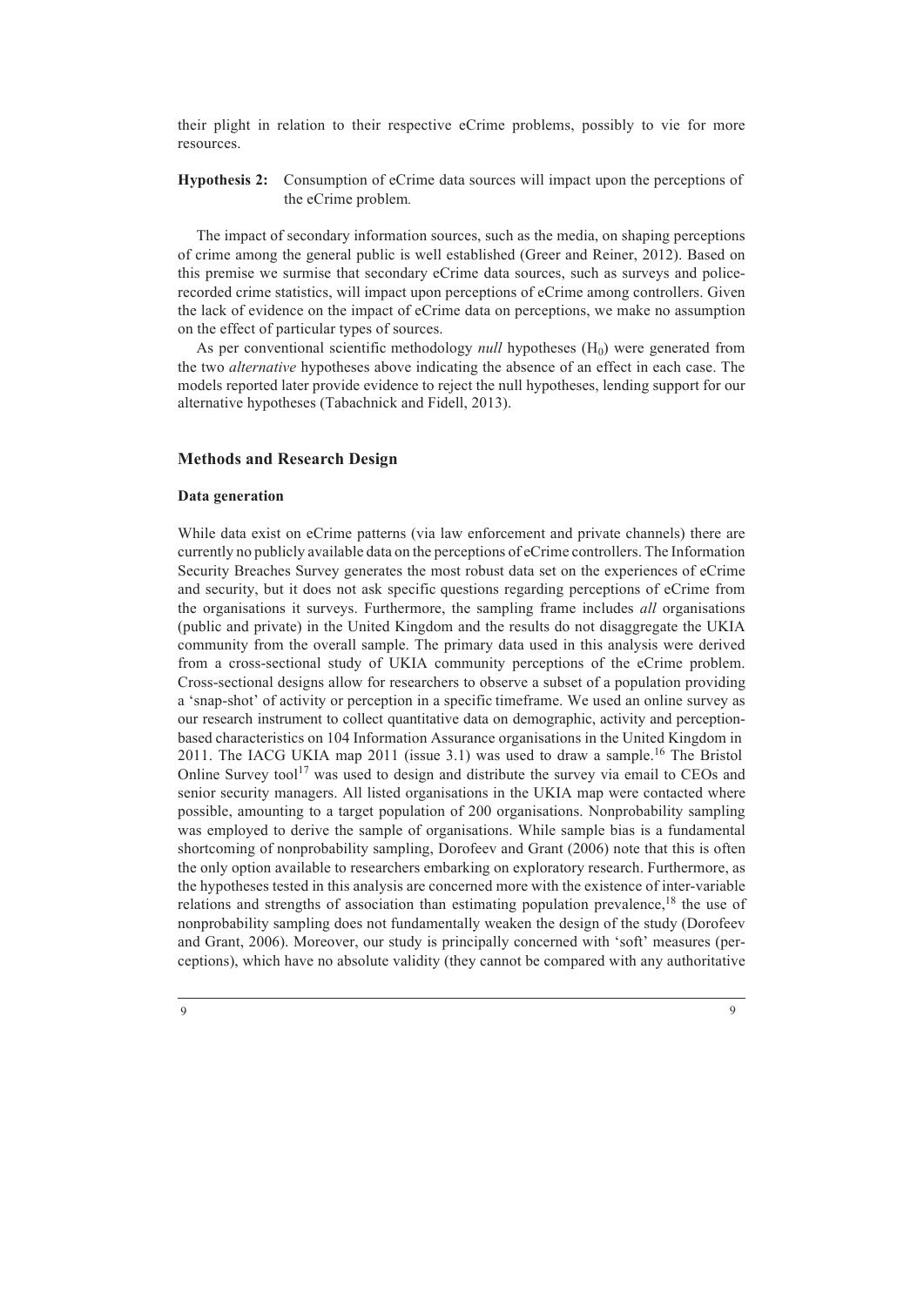their plight in relation to their respective eCrime problems, possibly to vie for more resources.

**Hypothesis 2:** Consumption of eCrime data sources will impact upon the perceptions of the eCrime problem.

The impact of secondary information sources, such as the media, on shaping perceptions of crime among the general public is well established (Greer and Reiner, 2012). Based on this premise we surmise that secondary eCrime data sources, such as surveys and police-recorded crime statistics, will impact upon perceptions of eCrime among controllers. Given the lack of evidence on the impact of eCrime data on perceptions, we make no assumption on the effect of particular types of sources.

As per conventional scientific methodology *null* hypotheses ($H_0$) were generated from the two *alternative* hypotheses above indicating the absence of an effect in each case. The models reported later provide evidence to reject the null hypotheses, lending support for our alternative hypotheses (Tabachnick and Fidell, 2013).

## Methods and Research Design

### Data generation

While data exist on eCrime patterns (via law enforcement and private channels) there are currently no publicly available data on the perceptions of eCrime controllers. The Information Security Breaches Survey generates the most robust data set on the experiences of eCrime and security, but it does not ask specific questions regarding perceptions of eCrime from the organisations it surveys. Furthermore, the sampling frame includes *all* organisations (public and private) in the United Kingdom and the results do not disaggregate the UKIA community from the overall sample. The primary data used in this analysis were derived from a cross-sectional study of UKIA community perceptions of the eCrime problem. Cross-sectional designs allow for researchers to observe a subset of a population providing a 'snap-shot' of activity or perception in a specific timeframe. We used an online survey as our research instrument to collect quantitative data on demographic, activity and perception-based characteristics on 104 Information Assurance organisations in the United Kingdom in 2011. The IACG UKIA map 2011 (issue 3.1) was used to draw a sample.[16] The Bristol Online Survey tool[17] was used to design and distribute the survey via email to CEOs and senior security managers. All listed organisations in the UKIA map were contacted where possible, amounting to a target population of 200 organisations. Nonprobability sampling was employed to derive the sample of organisations. While sample bias is a fundamental shortcoming of nonprobability sampling, Dorofeev and Grant (2006) note that this is often the only option available to researchers embarking on exploratory research. Furthermore, as the hypotheses tested in this analysis are concerned more with the existence of inter-variable relations and strengths of association than estimating population prevalence,[18] the use of nonprobability sampling does not fundamentally weaken the design of the study (Dorofeev and Grant, 2006). Moreover, our study is principally concerned with 'soft' measures (perceptions), which have no absolute validity (they cannot be compared with any authoritative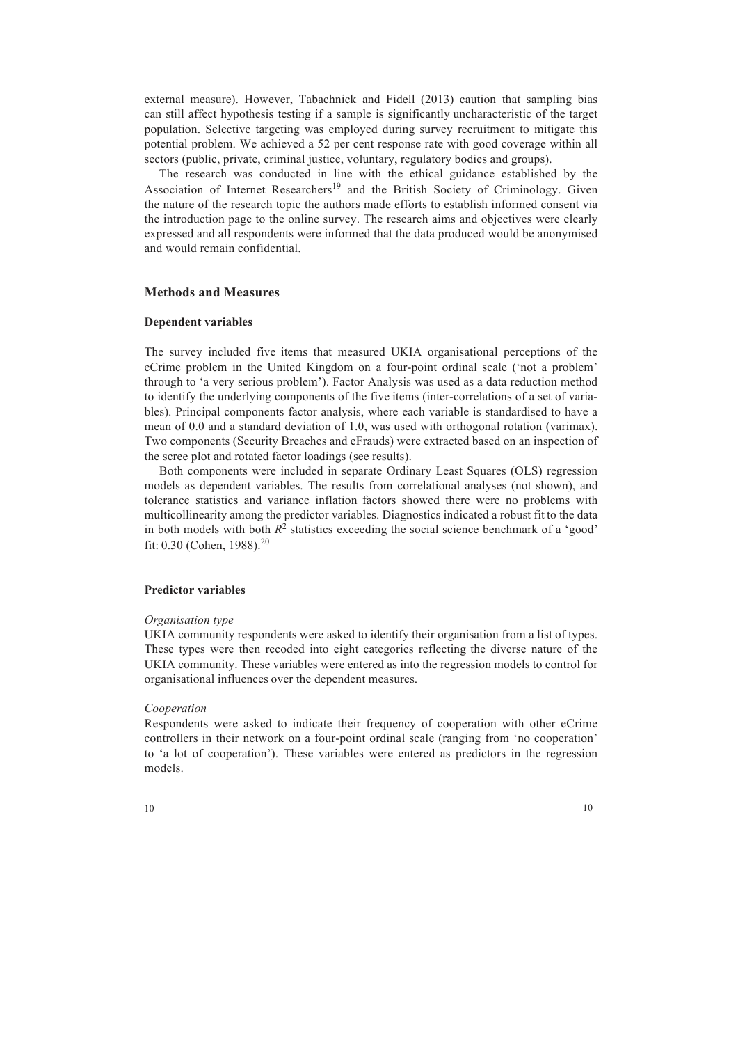external measure). However, Tabachnick and Fidell (2013) caution that sampling bias can still affect hypothesis testing if a sample is significantly uncharacteristic of the target population. Selective targeting was employed during survey recruitment to mitigate this potential problem. We achieved a 52 per cent response rate with good coverage within all sectors (public, private, criminal justice, voluntary, regulatory bodies and groups).

The research was conducted in line with the ethical guidance established by the Association of Internet Researchers[19] and the British Society of Criminology. Given the nature of the research topic the authors made efforts to establish informed consent via the introduction page to the online survey. The research aims and objectives were clearly expressed and all respondents were informed that the data produced would be anonymised and would remain confidential.

## Methods and Measures

### Dependent variables

The survey included five items that measured UKIA organisational perceptions of the eCrime problem in the United Kingdom on a four-point ordinal scale ('not a problem' through to 'a very serious problem'). Factor Analysis was used as a data reduction method to identify the underlying components of the five items (inter-correlations of a set of variables). Principal components factor analysis, where each variable is standardised to have a mean of 0.0 and a standard deviation of 1.0, was used with orthogonal rotation (varimax). Two components (Security Breaches and eFrauds) were extracted based on an inspection of the scree plot and rotated factor loadings (see results).

Both components were included in separate Ordinary Least Squares (OLS) regression models as dependent variables. The results from correlational analyses (not shown), and tolerance statistics and variance inflation factors showed there were no problems with multicollinearity among the predictor variables. Diagnostics indicated a robust fit to the data in both models with both $R^2$ statistics exceeding the social science benchmark of a 'good' fit: 0.30 (Cohen, 1988).[20]

### Predictor variables

*Organisation type*

UKIA community respondents were asked to identify their organisation from a list of types. These types were then recoded into eight categories reflecting the diverse nature of the UKIA community. These variables were entered as into the regression models to control for organisational influences over the dependent measures.

*Cooperation*

Respondents were asked to indicate their frequency of cooperation with other eCrime controllers in their network on a four-point ordinal scale (ranging from 'no cooperation' to 'a lot of cooperation'). These variables were entered as predictors in the regression models.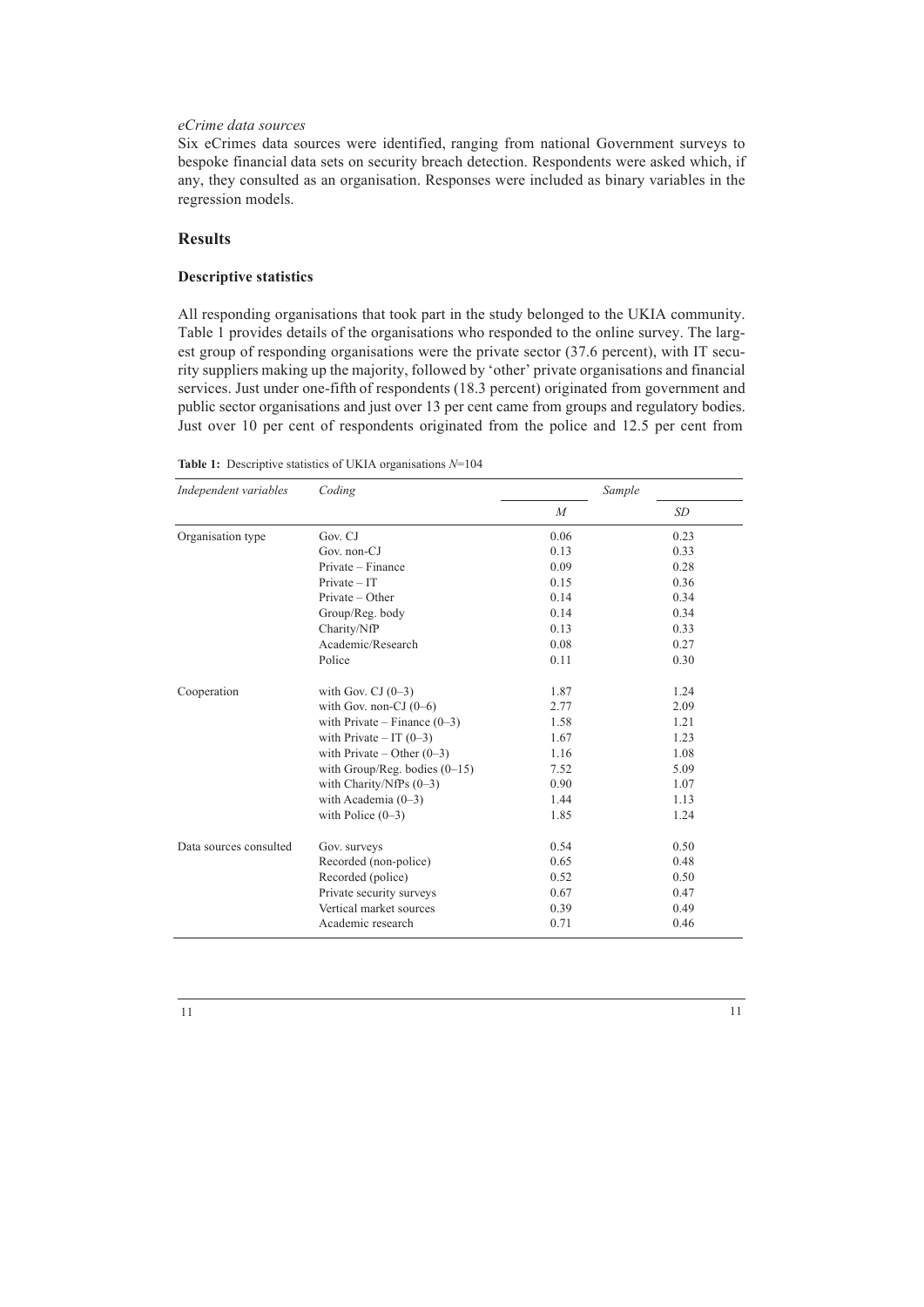*eCrime data sources*

Six eCrimes data sources were identified, ranging from national Government surveys to bespoke financial data sets on security breach detection. Respondents were asked which, if any, they consulted as an organisation. Responses were included as binary variables in the regression models.

## Results

### Descriptive statistics

All responding organisations that took part in the study belonged to the UKIA community. Table 1 provides details of the organisations who responded to the online survey. The largest group of responding organisations were the private sector (37.6 percent), with IT security suppliers making up the majority, followed by 'other' private organisations and financial services. Just under one-fifth of respondents (18.3 percent) originated from government and public sector organisations and just over 13 per cent came from groups and regulatory bodies. Just over 10 per cent of respondents originated from the police and 12.5 per cent from

**Table 1:** Descriptive statistics of UKIA organisations $N$=104

| *Independent variables* | *Coding* | *Sample* | |
|---|---|---|---|
| | | *M* | *SD* |
| Organisation type | Gov. CJ | 0.06 | 0.23 |
| | Gov. non-CJ | 0.13 | 0.33 |
| | Private – Finance | 0.09 | 0.28 |
| | Private – IT | 0.15 | 0.36 |
| | Private – Other | 0.14 | 0.34 |
| | Group/Reg. body | 0.14 | 0.34 |
| | Charity/NfP | 0.13 | 0.33 |
| | Academic/Research | 0.08 | 0.27 |
| | Police | 0.11 | 0.30 |
| Cooperation | with Gov. CJ (0–3) | 1.87 | 1.24 |
| | with Gov. non-CJ (0–6) | 2.77 | 2.09 |
| | with Private – Finance (0–3) | 1.58 | 1.21 |
| | with Private – IT (0–3) | 1.67 | 1.23 |
| | with Private – Other (0–3) | 1.16 | 1.08 |
| | with Group/Reg. bodies (0–15) | 7.52 | 5.09 |
| | with Charity/NfPs (0–3) | 0.90 | 1.07 |
| | with Academia (0–3) | 1.44 | 1.13 |
| | with Police (0–3) | 1.85 | 1.24 |
| Data sources consulted | Gov. surveys | 0.54 | 0.50 |
| | Recorded (non-police) | 0.65 | 0.48 |
| | Recorded (police) | 0.52 | 0.50 |
| | Private security surveys | 0.67 | 0.47 |
| | Vertical market sources | 0.39 | 0.49 |
| | Academic research | 0.71 | 0.46 |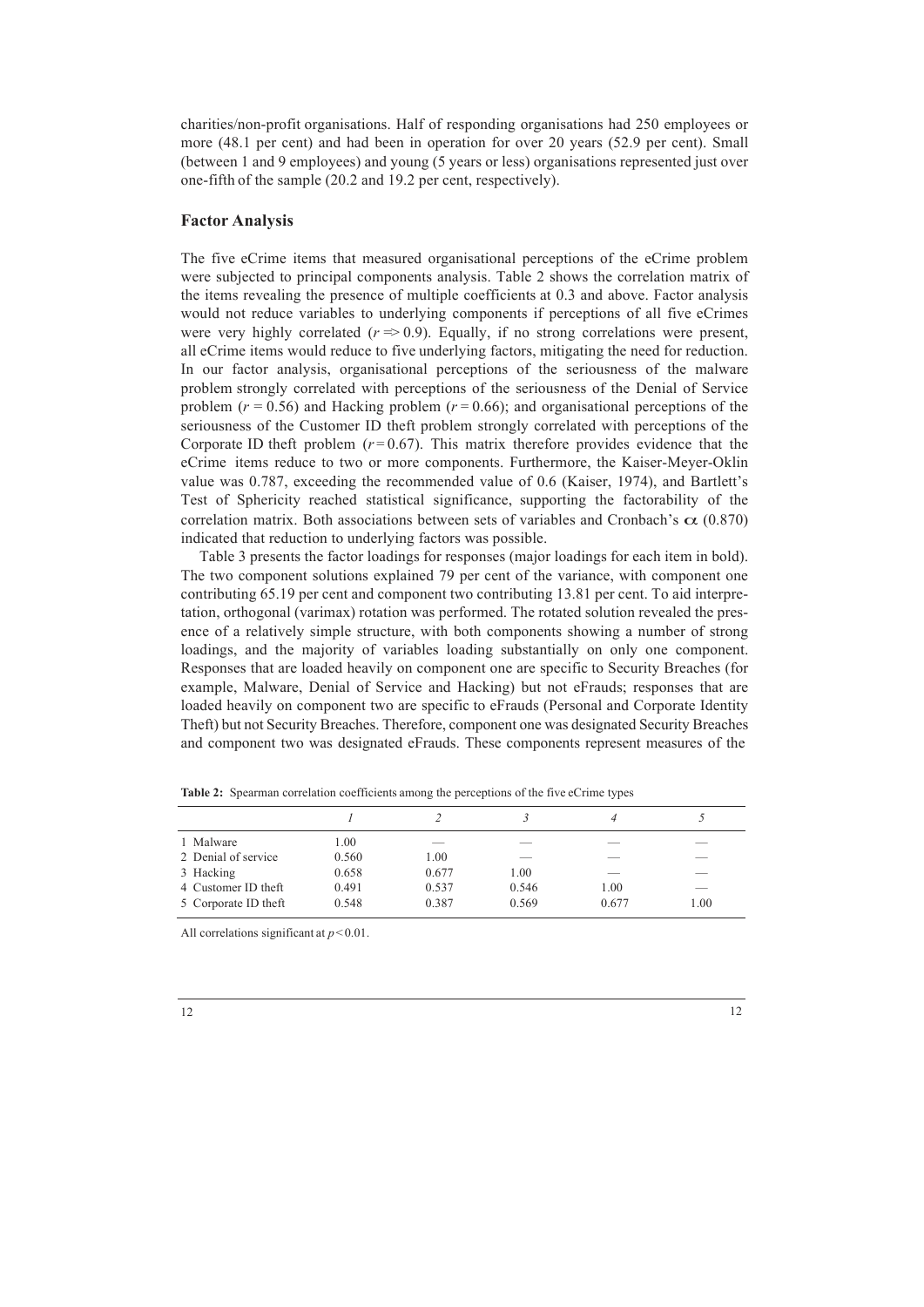charities/non-profit organisations. Half of responding organisations had 250 employees or more (48.1 per cent) and had been in operation for over 20 years (52.9 per cent). Small (between 1 and 9 employees) and young (5 years or less) organisations represented just over one-fifth of the sample (20.2 and 19.2 per cent, respectively).

## Factor Analysis

The five eCrime items that measured organisational perceptions of the eCrime problem were subjected to principal components analysis. Table 2 shows the correlation matrix of the items revealing the presence of multiple coefficients at 0.3 and above. Factor analysis would not reduce variables to underlying components if perceptions of all five eCrimes were very highly correlated ($r \Rightarrow 0.9$). Equally, if no strong correlations were present, all eCrime items would reduce to five underlying factors, mitigating the need for reduction. In our factor analysis, organisational perceptions of the seriousness of the malware problem strongly correlated with perceptions of the seriousness of the Denial of Service problem ($r = 0.56$) and Hacking problem ($r = 0.66$); and organisational perceptions of the seriousness of the Customer ID theft problem strongly correlated with perceptions of the Corporate ID theft problem ($r = 0.67$). This matrix therefore provides evidence that the eCrime items reduce to two or more components. Furthermore, the Kaiser-Meyer-Oklin value was 0.787, exceeding the recommended value of 0.6 (Kaiser, 1974), and Bartlett's Test of Sphericity reached statistical significance, supporting the factorability of the correlation matrix. Both associations between sets of variables and Cronbach's $\alpha$ (0.870) indicated that reduction to underlying factors was possible.

Table 3 presents the factor loadings for responses (major loadings for each item in bold). The two component solutions explained 79 per cent of the variance, with component one contributing 65.19 per cent and component two contributing 13.81 per cent. To aid interpretation, orthogonal (varimax) rotation was performed. The rotated solution revealed the presence of a relatively simple structure, with both components showing a number of strong loadings, and the majority of variables loading substantially on only one component. Responses that are loaded heavily on component one are specific to Security Breaches (for example, Malware, Denial of Service and Hacking) but not eFrauds; responses that are loaded heavily on component two are specific to eFrauds (Personal and Corporate Identity Theft) but not Security Breaches. Therefore, component one was designated Security Breaches and component two was designated eFrauds. These components represent measures of the

**Table 2:** Spearman correlation coefficients among the perceptions of the five eCrime types

| | *1* | *2* | *3* | *4* | *5* |
|---|---|---|---|---|---|
| 1 Malware | 1.00 | — | — | — | — |
| 2 Denial of service | 0.560 | 1.00 | — | — | — |
| 3 Hacking | 0.658 | 0.677 | 1.00 | — | — |
| 4 Customer ID theft | 0.491 | 0.537 | 0.546 | 1.00 | — |
| 5 Corporate ID theft | 0.548 | 0.387 | 0.569 | 0.677 | 1.00 |

All correlations significant at $p < 0.01$.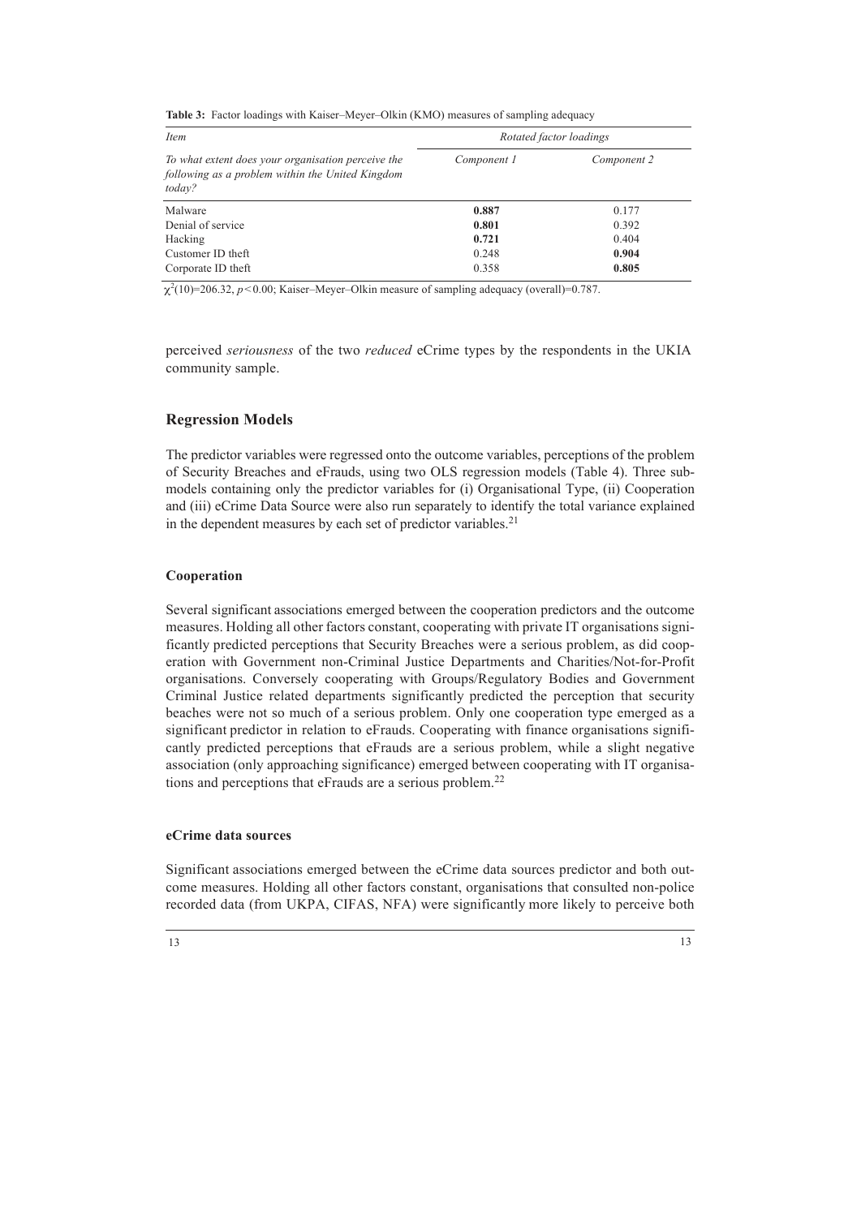**Table 3:** Factor loadings with Kaiser–Meyer–Olkin (KMO) measures of sampling adequacy

| *Item* | *Rotated factor loadings* | |
|---|---|---|
| *To what extent does your organisation perceive the following as a problem within the United Kingdom today?* | *Component 1* | *Component 2* |
| Malware | **0.887** | 0.177 |
| Denial of service | **0.801** | 0.392 |
| Hacking | **0.721** | 0.404 |
| Customer ID theft | 0.248 | **0.904** |
| Corporate ID theft | 0.358 | **0.805** |

$\chi^2(10)=206.32$, $p<0.00$; Kaiser–Meyer–Olkin measure of sampling adequacy (overall)=0.787.

perceived *seriousness* of the two *reduced* eCrime types by the respondents in the UKIA community sample.

## Regression Models

The predictor variables were regressed onto the outcome variables, perceptions of the problem of Security Breaches and eFrauds, using two OLS regression models (Table 4). Three sub-models containing only the predictor variables for (i) Organisational Type, (ii) Cooperation and (iii) eCrime Data Source were also run separately to identify the total variance explained in the dependent measures by each set of predictor variables.[21]

### Cooperation

Several significant associations emerged between the cooperation predictors and the outcome measures. Holding all other factors constant, cooperating with private IT organisations significantly predicted perceptions that Security Breaches were a serious problem, as did cooperation with Government non-Criminal Justice Departments and Charities/Not-for-Profit organisations. Conversely cooperating with Groups/Regulatory Bodies and Government Criminal Justice related departments significantly predicted the perception that security beaches were not so much of a serious problem. Only one cooperation type emerged as a significant predictor in relation to eFrauds. Cooperating with finance organisations significantly predicted perceptions that eFrauds are a serious problem, while a slight negative association (only approaching significance) emerged between cooperating with IT organisations and perceptions that eFrauds are a serious problem.[22]

### eCrime data sources

Significant associations emerged between the eCrime data sources predictor and both outcome measures. Holding all other factors constant, organisations that consulted non-police recorded data (from UKPA, CIFAS, NFA) were significantly more likely to perceive both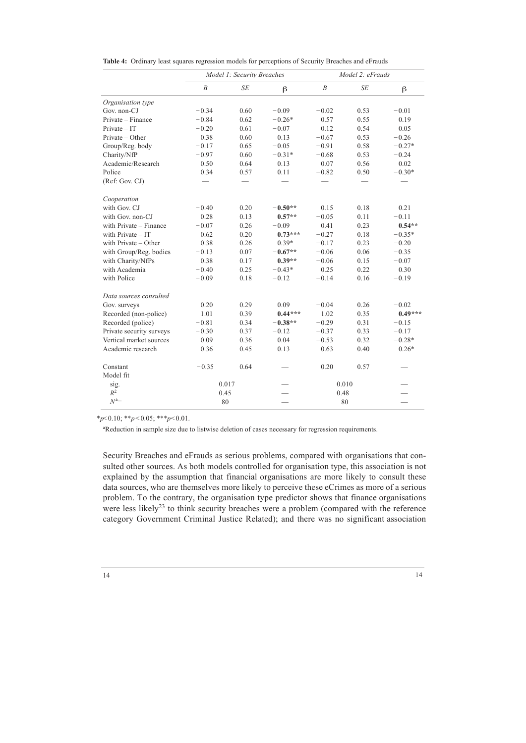**Table 4:** Ordinary least squares regression models for perceptions of Security Breaches and eFrauds

| | *Model 1: Security Breaches* | | | *Model 2: eFrauds* | | |
|---|---|---|---|---|---|---|
| | *B* | *SE* | β | *B* | *SE* | β |
| *Organisation type* | | | | | | |
| Gov. non-CJ | −0.34 | 0.60 | −0.09 | −0.02 | 0.53 | −0.01 |
| Private – Finance | −0.84 | 0.62 | −0.26* | 0.57 | 0.55 | 0.19 |
| Private – IT | −0.20 | 0.61 | −0.07 | 0.12 | 0.54 | 0.05 |
| Private – Other | 0.38 | 0.60 | 0.13 | −0.67 | 0.53 | −0.26 |
| Group/Reg. body | −0.17 | 0.65 | −0.05 | −0.91 | 0.58 | −0.27* |
| Charity/NfP | −0.97 | 0.60 | −0.31* | −0.68 | 0.53 | −0.24 |
| Academic/Research | 0.50 | 0.64 | 0.13 | 0.07 | 0.56 | 0.02 |
| Police | 0.34 | 0.57 | 0.11 | −0.82 | 0.50 | −0.30* |
| (Ref: Gov. CJ) | — | — | — | — | — | — |
| *Cooperation* | | | | | | |
| with Gov. CJ | −0.40 | 0.20 | **−0.50**** | 0.15 | 0.18 | 0.21 |
| with Gov. non-CJ | 0.28 | 0.13 | **0.57**** | −0.05 | 0.11 | −0.11 |
| with Private – Finance | −0.07 | 0.26 | −0.09 | 0.41 | 0.23 | **0.54**** |
| with Private – IT | 0.62 | 0.20 | **0.73***** | −0.27 | 0.18 | −0.35* |
| with Private – Other | 0.38 | 0.26 | 0.39* | −0.17 | 0.23 | −0.20 |
| with Group/Reg. bodies | −0.13 | 0.07 | **−0.67**** | −0.06 | 0.06 | −0.35 |
| with Charity/NfPs | 0.38 | 0.17 | **0.39**** | −0.06 | 0.15 | −0.07 |
| with Academia | −0.40 | 0.25 | −0.43* | 0.25 | 0.22 | 0.30 |
| with Police | −0.09 | 0.18 | −0.12 | −0.14 | 0.16 | −0.19 |
| *Data sources consulted* | | | | | | |
| Gov. surveys | 0.20 | 0.29 | 0.09 | −0.04 | 0.26 | −0.02 |
| Recorded (non-police) | 1.01 | 0.39 | **0.44***** | 1.02 | 0.35 | **0.49***** |
| Recorded (police) | −0.81 | 0.34 | **−0.38**** | −0.29 | 0.31 | −0.15 |
| Private security surveys | −0.30 | 0.37 | −0.12 | −0.37 | 0.33 | −0.17 |
| Vertical market sources | 0.09 | 0.36 | 0.04 | −0.53 | 0.32 | −0.28* |
| Academic research | 0.36 | 0.45 | 0.13 | 0.63 | 0.40 | 0.26* |
| Constant | −0.35 | 0.64 | — | 0.20 | 0.57 | — |
| Model fit | | | | | | |
| sig. | 0.017 | | — | 0.010 | | — |
| $R^2$ | 0.45 | | — | 0.48 | | — |
| $N^a$= | 80 | | — | 80 | | — |

*$p<0.10$; **$p<0.05$; ***$p<0.01$.

[a]Reduction in sample size due to listwise deletion of cases necessary for regression requirements.

Security Breaches and eFrauds as serious problems, compared with organisations that consulted other sources. As both models controlled for organisation type, this association is not explained by the assumption that financial organisations are more likely to consult these data sources, who are themselves more likely to perceive these eCrimes as more of a serious problem. To the contrary, the organisation type predictor shows that finance organisations were less likely[23] to think security breaches were a problem (compared with the reference category Government Criminal Justice Related); and there was no significant association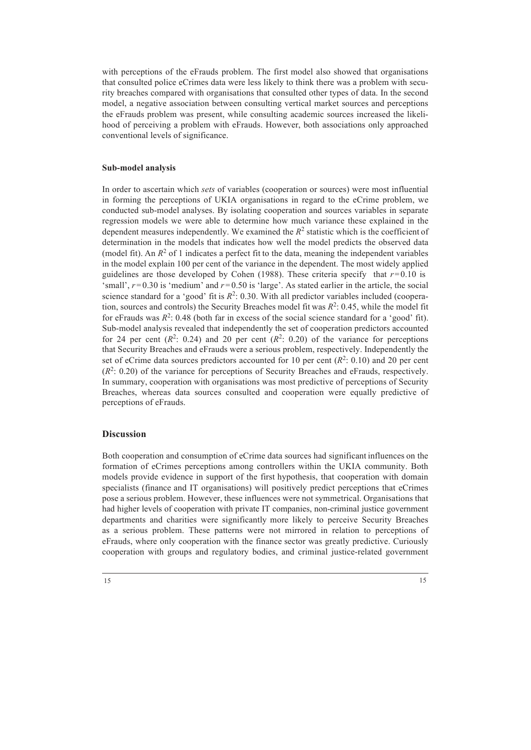with perceptions of the eFrauds problem. The first model also showed that organisations that consulted police eCrimes data were less likely to think there was a problem with security breaches compared with organisations that consulted other types of data. In the second model, a negative association between consulting vertical market sources and perceptions the eFrauds problem was present, while consulting academic sources increased the likelihood of perceiving a problem with eFrauds. However, both associations only approached conventional levels of significance.

### Sub-model analysis

In order to ascertain which *sets* of variables (cooperation or sources) were most influential in forming the perceptions of UKIA organisations in regard to the eCrime problem, we conducted sub-model analyses. By isolating cooperation and sources variables in separate regression models we were able to determine how much variance these explained in the dependent measures independently. We examined the $R^2$ statistic which is the coefficient of determination in the models that indicates how well the model predicts the observed data (model fit). An $R^2$ of 1 indicates a perfect fit to the data, meaning the independent variables in the model explain 100 per cent of the variance in the dependent. The most widely applied guidelines are those developed by Cohen (1988). These criteria specify that $r = 0.10$ is 'small', $r = 0.30$ is 'medium' and $r = 0.50$ is 'large'. As stated earlier in the article, the social science standard for a 'good' fit is $R^2$: 0.30. With all predictor variables included (cooperation, sources and controls) the Security Breaches model fit was $R^2$: 0.45, while the model fit for eFrauds was $R^2$: 0.48 (both far in excess of the social science standard for a 'good' fit). Sub-model analysis revealed that independently the set of cooperation predictors accounted for 24 per cent ($R^2$: 0.24) and 20 per cent ($R^2$: 0.20) of the variance for perceptions that Security Breaches and eFrauds were a serious problem, respectively. Independently the set of eCrime data sources predictors accounted for 10 per cent ($R^2$: 0.10) and 20 per cent ($R^2$: 0.20) of the variance for perceptions of Security Breaches and eFrauds, respectively. In summary, cooperation with organisations was most predictive of perceptions of Security Breaches, whereas data sources consulted and cooperation were equally predictive of perceptions of eFrauds.

## Discussion

Both cooperation and consumption of eCrime data sources had significant influences on the formation of eCrimes perceptions among controllers within the UKIA community. Both models provide evidence in support of the first hypothesis, that cooperation with domain specialists (finance and IT organisations) will positively predict perceptions that eCrimes pose a serious problem. However, these influences were not symmetrical. Organisations that had higher levels of cooperation with private IT companies, non-criminal justice government departments and charities were significantly more likely to perceive Security Breaches as a serious problem. These patterns were not mirrored in relation to perceptions of eFrauds, where only cooperation with the finance sector was greatly predictive. Curiously cooperation with groups and regulatory bodies, and criminal justice-related government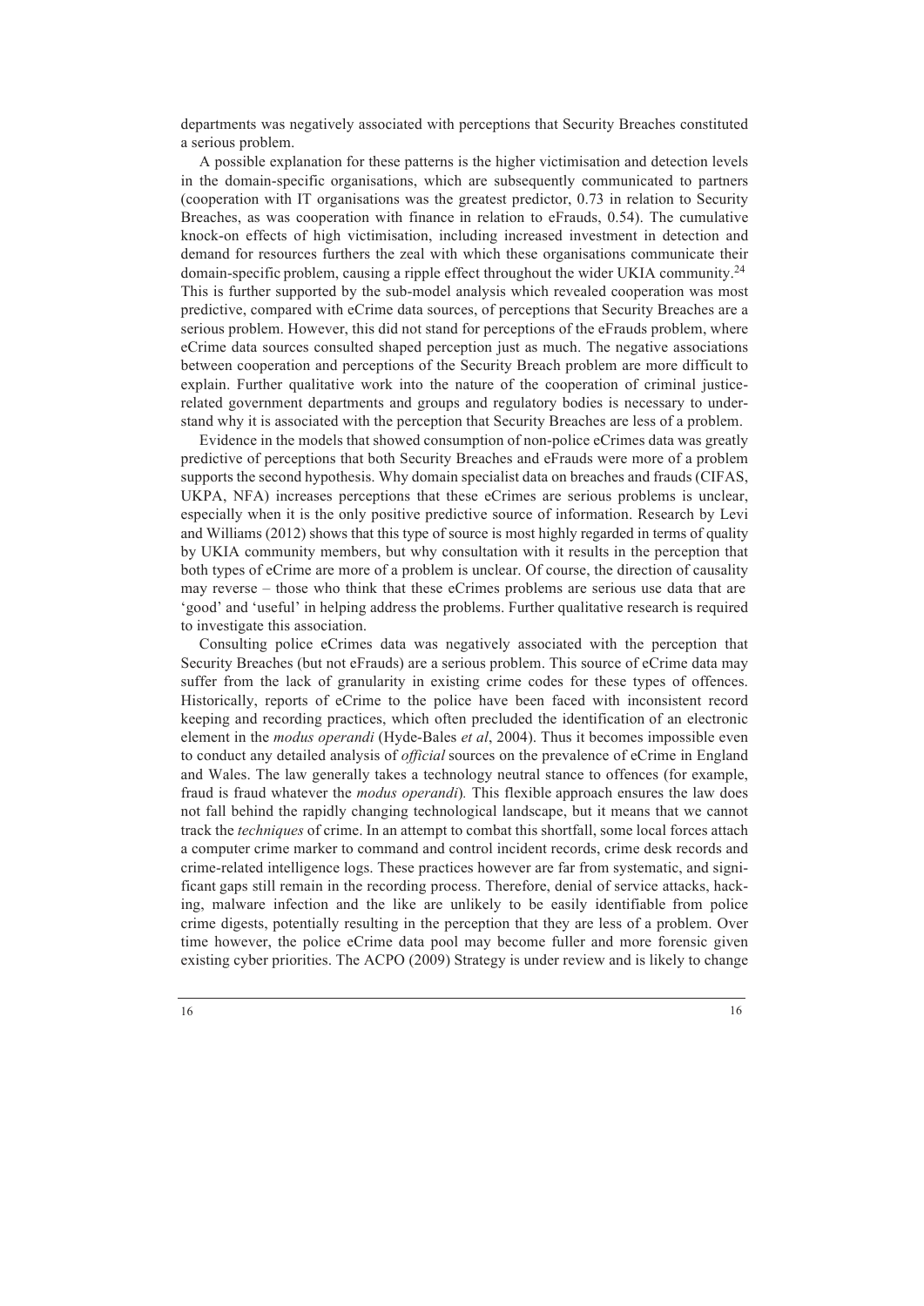departments was negatively associated with perceptions that Security Breaches constituted a serious problem.

A possible explanation for these patterns is the higher victimisation and detection levels in the domain-specific organisations, which are subsequently communicated to partners (cooperation with IT organisations was the greatest predictor, 0.73 in relation to Security Breaches, as was cooperation with finance in relation to eFrauds, 0.54). The cumulative knock-on effects of high victimisation, including increased investment in detection and demand for resources furthers the zeal with which these organisations communicate their domain-specific problem, causing a ripple effect throughout the wider UKIA community.[24] This is further supported by the sub-model analysis which revealed cooperation was most predictive, compared with eCrime data sources, of perceptions that Security Breaches are a serious problem. However, this did not stand for perceptions of the eFrauds problem, where eCrime data sources consulted shaped perception just as much. The negative associations between cooperation and perceptions of the Security Breach problem are more difficult to explain. Further qualitative work into the nature of the cooperation of criminal justice-related government departments and groups and regulatory bodies is necessary to understand why it is associated with the perception that Security Breaches are less of a problem.

Evidence in the models that showed consumption of non-police eCrimes data was greatly predictive of perceptions that both Security Breaches and eFrauds were more of a problem supports the second hypothesis. Why domain specialist data on breaches and frauds (CIFAS, UKPA, NFA) increases perceptions that these eCrimes are serious problems is unclear, especially when it is the only positive predictive source of information. Research by Levi and Williams (2012) shows that this type of source is most highly regarded in terms of quality by UKIA community members, but why consultation with it results in the perception that both types of eCrime are more of a problem is unclear. Of course, the direction of causality may reverse – those who think that these eCrimes problems are serious use data that are 'good' and 'useful' in helping address the problems. Further qualitative research is required to investigate this association.

Consulting police eCrimes data was negatively associated with the perception that Security Breaches (but not eFrauds) are a serious problem. This source of eCrime data may suffer from the lack of granularity in existing crime codes for these types of offences. Historically, reports of eCrime to the police have been faced with inconsistent record keeping and recording practices, which often precluded the identification of an electronic element in the *modus operandi* (Hyde-Bales *et al*, 2004). Thus it becomes impossible even to conduct any detailed analysis of *official* sources on the prevalence of eCrime in England and Wales. The law generally takes a technology neutral stance to offences (for example, fraud is fraud whatever the *modus operandi*)*.* This flexible approach ensures the law does not fall behind the rapidly changing technological landscape, but it means that we cannot track the *techniques* of crime. In an attempt to combat this shortfall, some local forces attach a computer crime marker to command and control incident records, crime desk records and crime-related intelligence logs. These practices however are far from systematic, and significant gaps still remain in the recording process. Therefore, denial of service attacks, hacking, malware infection and the like are unlikely to be easily identifiable from police crime digests, potentially resulting in the perception that they are less of a problem. Over time however, the police eCrime data pool may become fuller and more forensic given existing cyber priorities. The ACPO (2009) Strategy is under review and is likely to change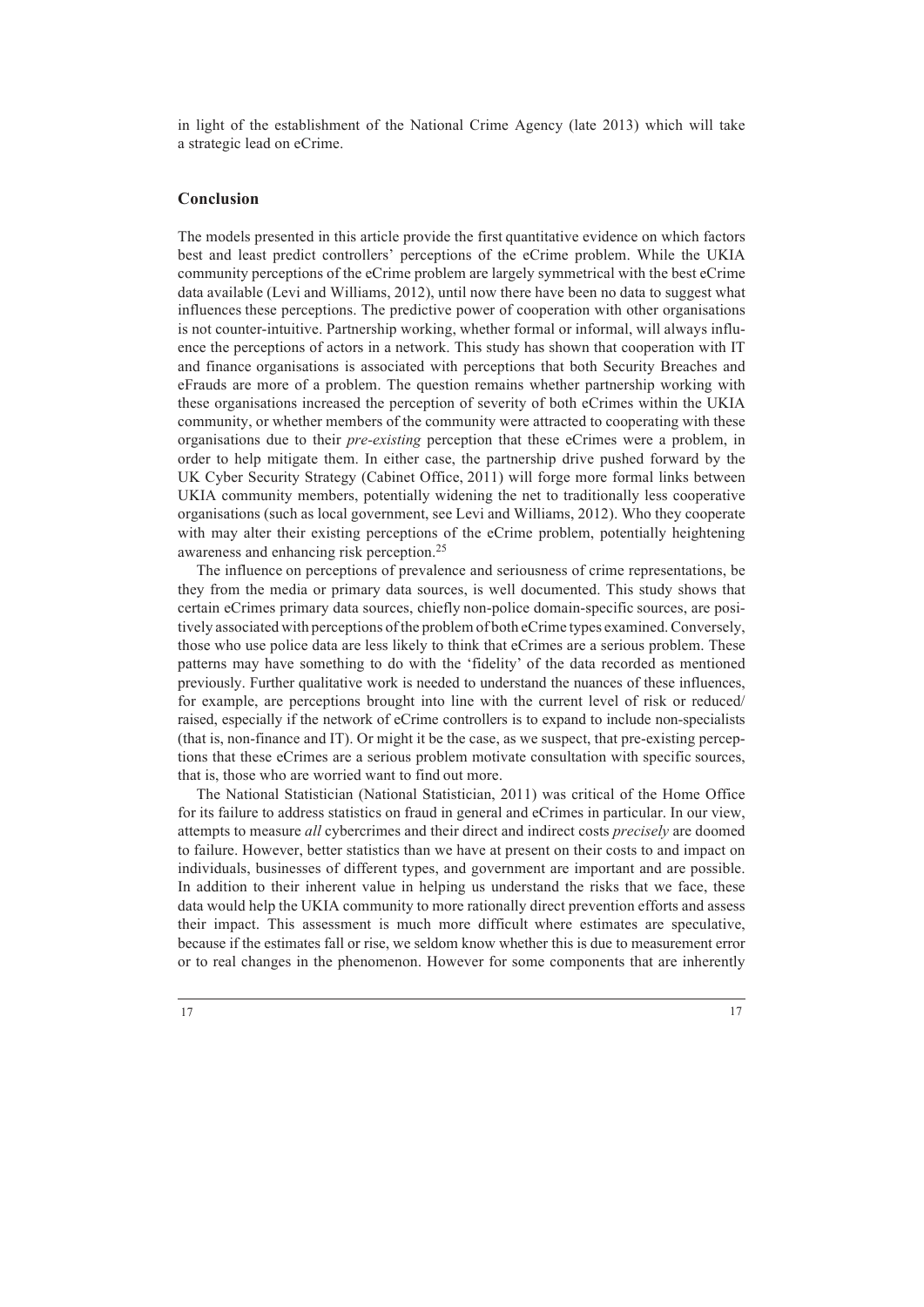in light of the establishment of the National Crime Agency (late 2013) which will take a strategic lead on eCrime.

## Conclusion

The models presented in this article provide the first quantitative evidence on which factors best and least predict controllers' perceptions of the eCrime problem. While the UKIA community perceptions of the eCrime problem are largely symmetrical with the best eCrime data available (Levi and Williams, 2012), until now there have been no data to suggest what influences these perceptions. The predictive power of cooperation with other organisations is not counter-intuitive. Partnership working, whether formal or informal, will always influence the perceptions of actors in a network. This study has shown that cooperation with IT and finance organisations is associated with perceptions that both Security Breaches and eFrauds are more of a problem. The question remains whether partnership working with these organisations increased the perception of severity of both eCrimes within the UKIA community, or whether members of the community were attracted to cooperating with these organisations due to their *pre-existing* perception that these eCrimes were a problem, in order to help mitigate them. In either case, the partnership drive pushed forward by the UK Cyber Security Strategy (Cabinet Office, 2011) will forge more formal links between UKIA community members, potentially widening the net to traditionally less cooperative organisations (such as local government, see Levi and Williams, 2012). Who they cooperate with may alter their existing perceptions of the eCrime problem, potentially heightening awareness and enhancing risk perception.[25]

The influence on perceptions of prevalence and seriousness of crime representations, be they from the media or primary data sources, is well documented. This study shows that certain eCrimes primary data sources, chiefly non-police domain-specific sources, are positively associated with perceptions of the problem of both eCrime types examined. Conversely, those who use police data are less likely to think that eCrimes are a serious problem. These patterns may have something to do with the 'fidelity' of the data recorded as mentioned previously. Further qualitative work is needed to understand the nuances of these influences, for example, are perceptions brought into line with the current level of risk or reduced/raised, especially if the network of eCrime controllers is to expand to include non-specialists (that is, non-finance and IT). Or might it be the case, as we suspect, that pre-existing perceptions that these eCrimes are a serious problem motivate consultation with specific sources, that is, those who are worried want to find out more.

The National Statistician (National Statistician, 2011) was critical of the Home Office for its failure to address statistics on fraud in general and eCrimes in particular. In our view, attempts to measure *all* cybercrimes and their direct and indirect costs *precisely* are doomed to failure. However, better statistics than we have at present on their costs to and impact on individuals, businesses of different types, and government are important and are possible. In addition to their inherent value in helping us understand the risks that we face, these data would help the UKIA community to more rationally direct prevention efforts and assess their impact. This assessment is much more difficult where estimates are speculative, because if the estimates fall or rise, we seldom know whether this is due to measurement error or to real changes in the phenomenon. However for some components that are inherently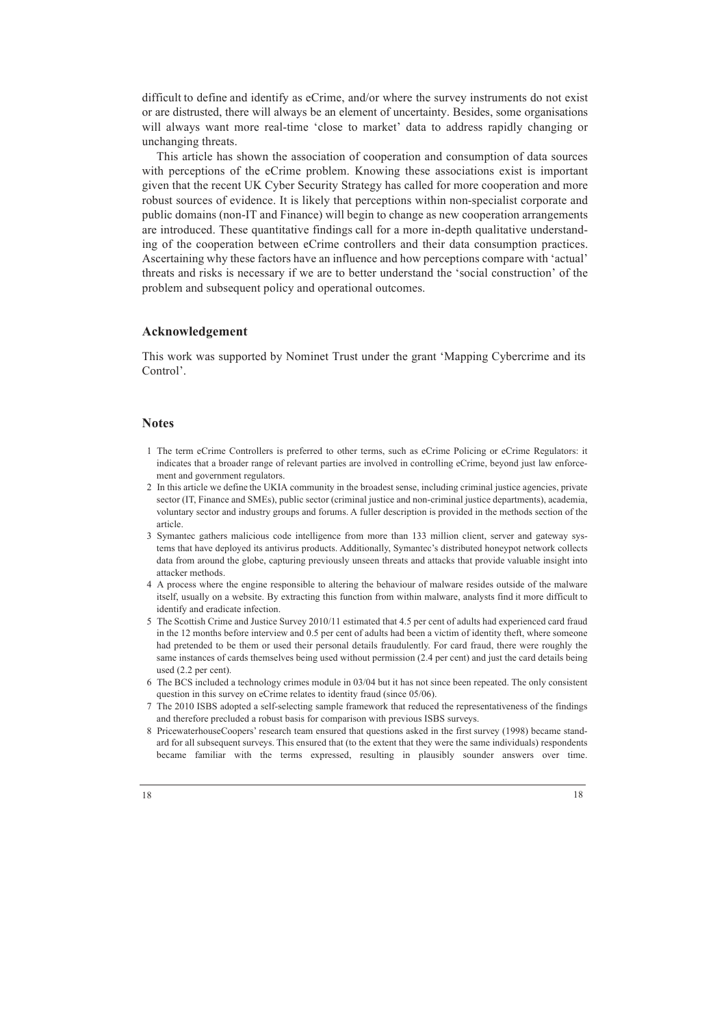difficult to define and identify as eCrime, and/or where the survey instruments do not exist or are distrusted, there will always be an element of uncertainty. Besides, some organisations will always want more real-time 'close to market' data to address rapidly changing or unchanging threats.

This article has shown the association of cooperation and consumption of data sources with perceptions of the eCrime problem. Knowing these associations exist is important given that the recent UK Cyber Security Strategy has called for more cooperation and more robust sources of evidence. It is likely that perceptions within non-specialist corporate and public domains (non-IT and Finance) will begin to change as new cooperation arrangements are introduced. These quantitative findings call for a more in-depth qualitative understanding of the cooperation between eCrime controllers and their data consumption practices. Ascertaining why these factors have an influence and how perceptions compare with 'actual' threats and risks is necessary if we are to better understand the 'social construction' of the problem and subsequent policy and operational outcomes.

## Acknowledgement

This work was supported by Nominet Trust under the grant 'Mapping Cybercrime and its Control'.

## Notes

1. The term eCrime Controllers is preferred to other terms, such as eCrime Policing or eCrime Regulators: it indicates that a broader range of relevant parties are involved in controlling eCrime, beyond just law enforcement and government regulators.
2. In this article we define the UKIA community in the broadest sense, including criminal justice agencies, private sector (IT, Finance and SMEs), public sector (criminal justice and non-criminal justice departments), academia, voluntary sector and industry groups and forums. A fuller description is provided in the methods section of the article.
3. Symantec gathers malicious code intelligence from more than 133 million client, server and gateway systems that have deployed its antivirus products. Additionally, Symantec's distributed honeypot network collects data from around the globe, capturing previously unseen threats and attacks that provide valuable insight into attacker methods.
4. A process where the engine responsible to altering the behaviour of malware resides outside of the malware itself, usually on a website. By extracting this function from within malware, analysts find it more difficult to identify and eradicate infection.
5. The Scottish Crime and Justice Survey 2010/11 estimated that 4.5 per cent of adults had experienced card fraud in the 12 months before interview and 0.5 per cent of adults had been a victim of identity theft, where someone had pretended to be them or used their personal details fraudulently. For card fraud, there were roughly the same instances of cards themselves being used without permission (2.4 per cent) and just the card details being used (2.2 per cent).
6. The BCS included a technology crimes module in 03/04 but it has not since been repeated. The only consistent question in this survey on eCrime relates to identity fraud (since 05/06).
7. The 2010 ISBS adopted a self-selecting sample framework that reduced the representativeness of the findings and therefore precluded a robust basis for comparison with previous ISBS surveys.
8. PricewaterhouseCoopers' research team ensured that questions asked in the first survey (1998) became standard for all subsequent surveys. This ensured that (to the extent that they were the same individuals) respondents became familiar with the terms expressed, resulting in plausibly sounder answers over time.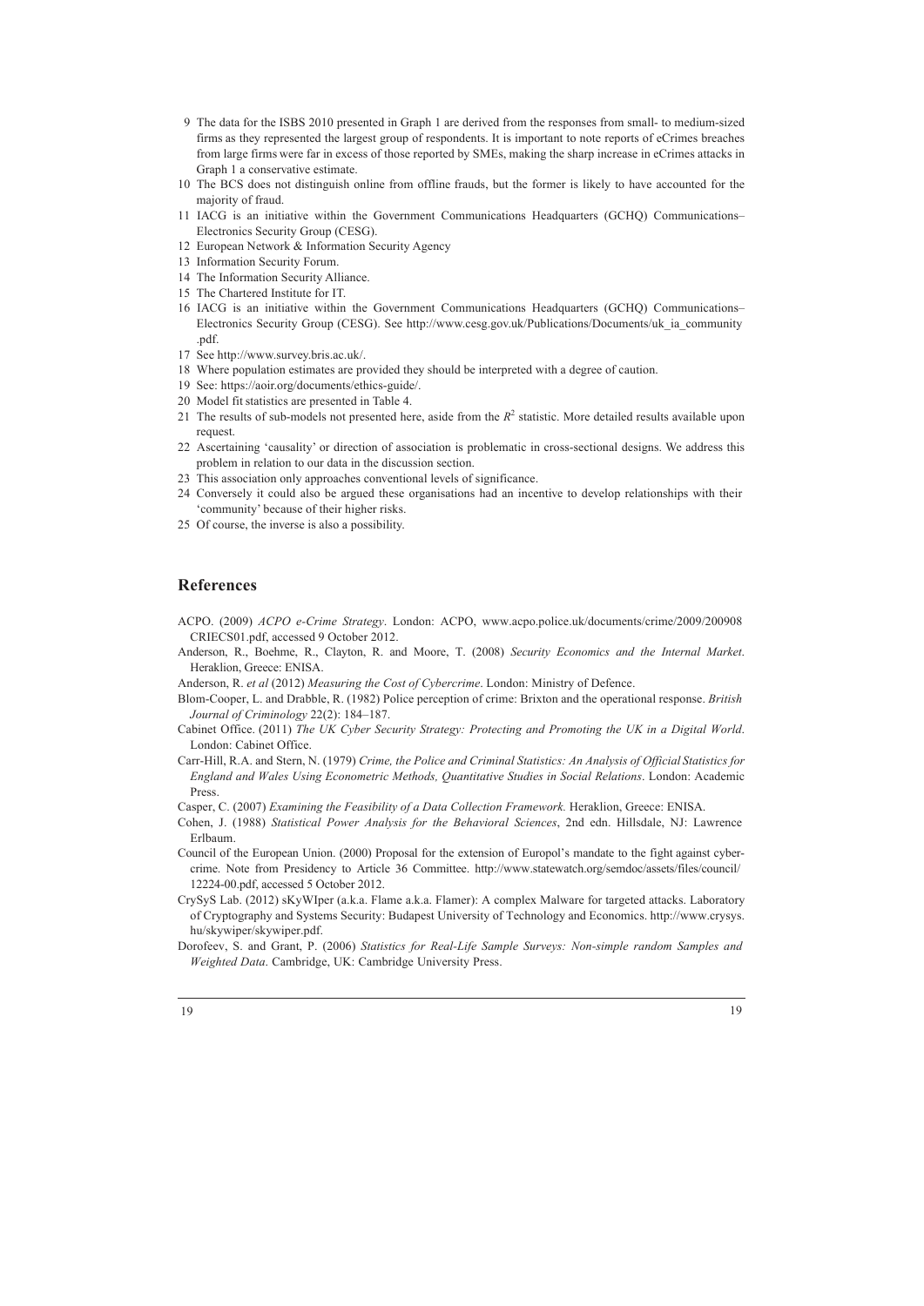9. The data for the ISBS 2010 presented in Graph 1 are derived from the responses from small- to medium-sized firms as they represented the largest group of respondents. It is important to note reports of eCrimes breaches from large firms were far in excess of those reported by SMEs, making the sharp increase in eCrimes attacks in Graph 1 a conservative estimate.
10. The BCS does not distinguish online from offline frauds, but the former is likely to have accounted for the majority of fraud.
11. IACG is an initiative within the Government Communications Headquarters (GCHQ) Communications–Electronics Security Group (CESG).
12. European Network & Information Security Agency
13. Information Security Forum.
14. The Information Security Alliance.
15. The Chartered Institute for IT.
16. IACG is an initiative within the Government Communications Headquarters (GCHQ) Communications–Electronics Security Group (CESG). See http://www.cesg.gov.uk/Publications/Documents/uk_ia_community.pdf.
17. See http://www.survey.bris.ac.uk/.
18. Where population estimates are provided they should be interpreted with a degree of caution.
19. See: https://aoir.org/documents/ethics-guide/.
20. Model fit statistics are presented in Table 4.
21. The results of sub-models not presented here, aside from the $R^2$ statistic. More detailed results available upon request.
22. Ascertaining 'causality' or direction of association is problematic in cross-sectional designs. We address this problem in relation to our data in the discussion section.
23. This association only approaches conventional levels of significance.
24. Conversely it could also be argued these organisations had an incentive to develop relationships with their 'community' because of their higher risks.
25. Of course, the inverse is also a possibility.

## References

ACPO. (2009) *ACPO e-Crime Strategy*. London: ACPO, www.acpo.police.uk/documents/crime/2009/200908CRIECS01.pdf, accessed 9 October 2012.

Anderson, R., Boehme, R., Clayton, R. and Moore, T. (2008) *Security Economics and the Internal Market*. Heraklion, Greece: ENISA.

Anderson, R. *et al* (2012) *Measuring the Cost of Cybercrime*. London: Ministry of Defence.

Blom-Cooper, L. and Drabble, R. (1982) Police perception of crime: Brixton and the operational response. *British Journal of Criminology* 22(2): 184–187.

Cabinet Office. (2011) *The UK Cyber Security Strategy: Protecting and Promoting the UK in a Digital World*. London: Cabinet Office.

Carr-Hill, R.A. and Stern, N. (1979) *Crime, the Police and Criminal Statistics: An Analysis of Official Statistics for England and Wales Using Econometric Methods, Quantitative Studies in Social Relations*. London: Academic Press.

Casper, C. (2007) *Examining the Feasibility of a Data Collection Framework.* Heraklion, Greece: ENISA.

Cohen, J. (1988) *Statistical Power Analysis for the Behavioral Sciences*, 2nd edn. Hillsdale, NJ: Lawrence Erlbaum.

Council of the European Union. (2000) Proposal for the extension of Europol's mandate to the fight against cyber-crime. Note from Presidency to Article 36 Committee. http://www.statewatch.org/semdoc/assets/files/council/12224-00.pdf, accessed 5 October 2012.

CrySyS Lab. (2012) sKyWIper (a.k.a. Flame a.k.a. Flamer): A complex Malware for targeted attacks. Laboratory of Cryptography and Systems Security: Budapest University of Technology and Economics. http://www.crysys.hu/skywiper/skywiper.pdf.

Dorofeev, S. and Grant, P. (2006) *Statistics for Real-Life Sample Surveys: Non-simple random Samples and Weighted Data*. Cambridge, UK: Cambridge University Press.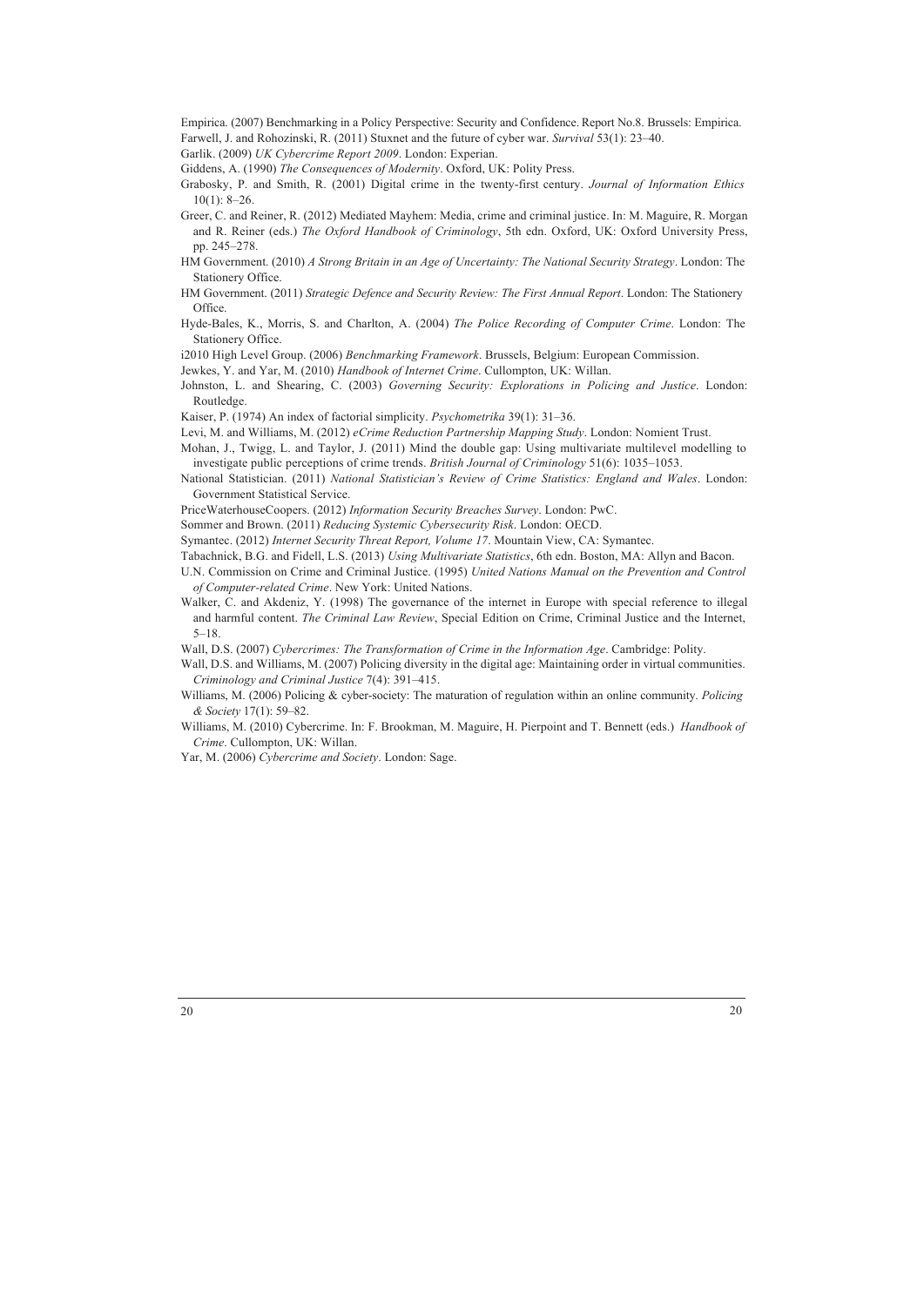Empirica. (2007) Benchmarking in a Policy Perspective: Security and Confidence. Report No.8. Brussels: Empirica.

Farwell, J. and Rohozinski, R. (2011) Stuxnet and the future of cyber war. *Survival* 53(1): 23–40.

Garlik. (2009) *UK Cybercrime Report 2009*. London: Experian.

Giddens, A. (1990) *The Consequences of Modernity*. Oxford, UK: Polity Press.

Grabosky, P. and Smith, R. (2001) Digital crime in the twenty-first century. *Journal of Information Ethics* 10(1): 8–26.

Greer, C. and Reiner, R. (2012) Mediated Mayhem: Media, crime and criminal justice. In: M. Maguire, R. Morgan and R. Reiner (eds.) *The Oxford Handbook of Criminology*, 5th edn. Oxford, UK: Oxford University Press, pp. 245–278.

HM Government. (2010) *A Strong Britain in an Age of Uncertainty: The National Security Strategy*. London: The Stationery Office.

HM Government. (2011) *Strategic Defence and Security Review: The First Annual Report*. London: The Stationery Office.

Hyde-Bales, K., Morris, S. and Charlton, A. (2004) *The Police Recording of Computer Crime*. London: The Stationery Office.

i2010 High Level Group. (2006) *Benchmarking Framework*. Brussels, Belgium: European Commission.

Jewkes, Y. and Yar, M. (2010) *Handbook of Internet Crime*. Cullompton, UK: Willan.

Johnston, L. and Shearing, C. (2003) *Governing Security: Explorations in Policing and Justice*. London: Routledge.

Kaiser, P. (1974) An index of factorial simplicity. *Psychometrika* 39(1): 31–36.

Levi, M. and Williams, M. (2012) *eCrime Reduction Partnership Mapping Study*. London: Nomient Trust.

Mohan, J., Twigg, L. and Taylor, J. (2011) Mind the double gap: Using multivariate multilevel modelling to investigate public perceptions of crime trends. *British Journal of Criminology* 51(6): 1035–1053.

National Statistician. (2011) *National Statistician's Review of Crime Statistics: England and Wales*. London: Government Statistical Service.

PriceWaterhouseCoopers. (2012) *Information Security Breaches Survey*. London: PwC.

Sommer and Brown. (2011) *Reducing Systemic Cybersecurity Risk*. London: OECD.

Symantec. (2012) *Internet Security Threat Report, Volume 17*. Mountain View, CA: Symantec.

Tabachnick, B.G. and Fidell, L.S. (2013) *Using Multivariate Statistics*, 6th edn. Boston, MA: Allyn and Bacon.

U.N. Commission on Crime and Criminal Justice. (1995) *United Nations Manual on the Prevention and Control of Computer-related Crime*. New York: United Nations.

Walker, C. and Akdeniz, Y. (1998) The governance of the internet in Europe with special reference to illegal and harmful content. *The Criminal Law Review*, Special Edition on Crime, Criminal Justice and the Internet, 5–18.

Wall, D.S. (2007) *Cybercrimes: The Transformation of Crime in the Information Age*. Cambridge: Polity.

Wall, D.S. and Williams, M. (2007) Policing diversity in the digital age: Maintaining order in virtual communities. *Criminology and Criminal Justice* 7(4): 391–415.

Williams, M. (2006) Policing & cyber-society: The maturation of regulation within an online community. *Policing & Society* 17(1): 59–82.

Williams, M. (2010) Cybercrime. In: F. Brookman, M. Maguire, H. Pierpoint and T. Bennett (eds.) *Handbook of Crime*. Cullompton, UK: Willan.

Yar, M. (2006) *Cybercrime and Society*. London: Sage.